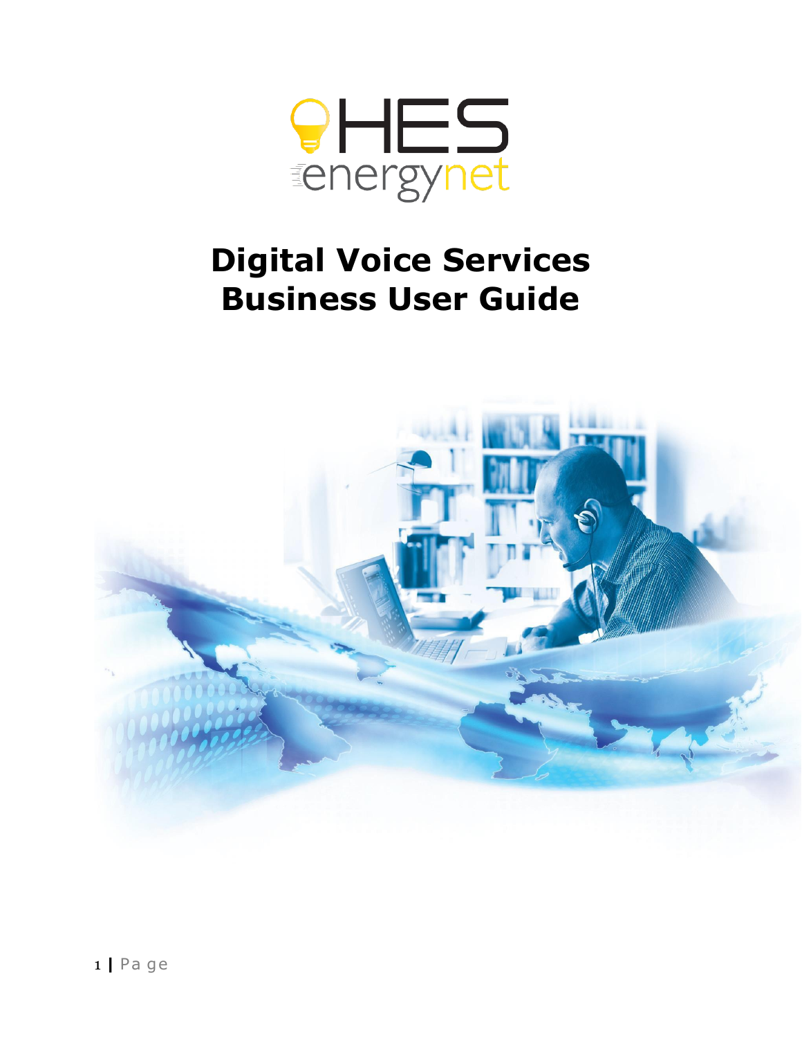# Digital Voice Services Business User Guide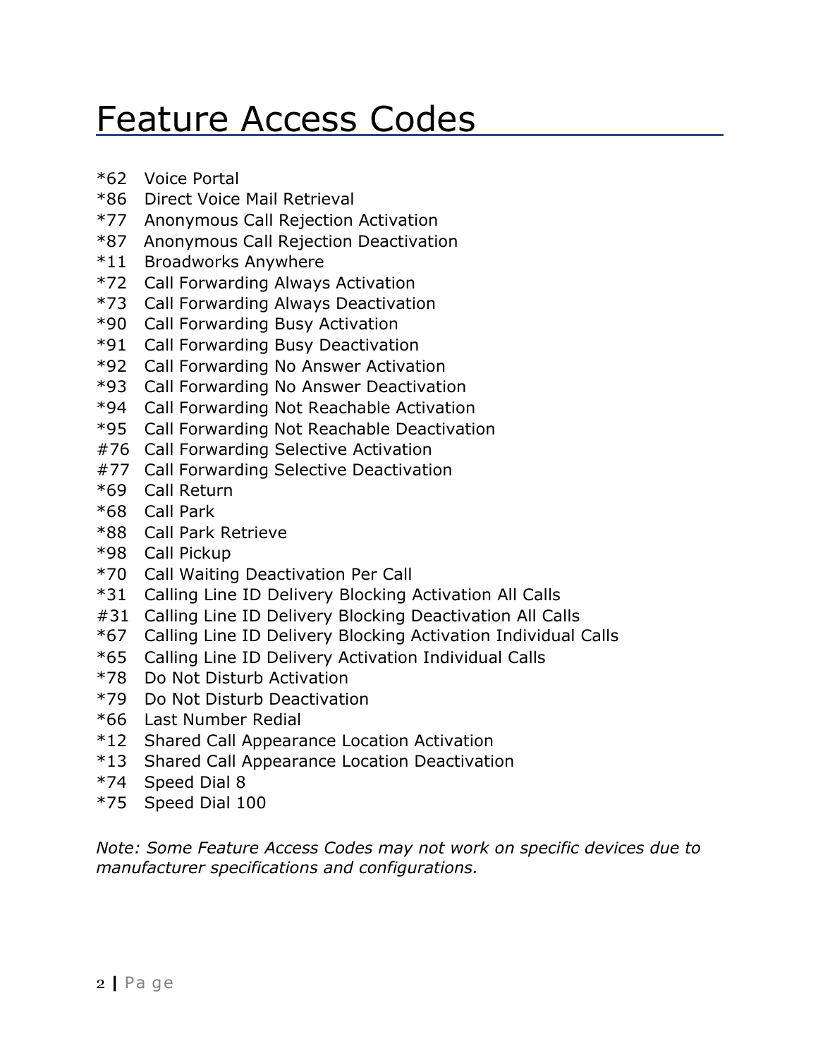# Feature Access Codes

*62 Voice Portal
*86 Direct Voice Mail Retrieval
*77 Anonymous Call Rejection Activation
*87 Anonymous Call Rejection Deactivation
*11 Broadworks Anywhere
*72 Call Forwarding Always Activation
*73 Call Forwarding Always Deactivation
*90 Call Forwarding Busy Activation
*91 Call Forwarding Busy Deactivation
*92 Call Forwarding No Answer Activation
*93 Call Forwarding No Answer Deactivation
*94 Call Forwarding Not Reachable Activation
*95 Call Forwarding Not Reachable Deactivation
#76 Call Forwarding Selective Activation
#77 Call Forwarding Selective Deactivation
*69 Call Return
*68 Call Park
*88 Call Park Retrieve
*98 Call Pickup
*70 Call Waiting Deactivation Per Call
*31 Calling Line ID Delivery Blocking Activation All Calls
#31 Calling Line ID Delivery Blocking Deactivation All Calls
*67 Calling Line ID Delivery Blocking Activation Individual Calls
*65 Calling Line ID Delivery Activation Individual Calls
*78 Do Not Disturb Activation
*79 Do Not Disturb Deactivation
*66 Last Number Redial
*12 Shared Call Appearance Location Activation
*13 Shared Call Appearance Location Deactivation
*74 Speed Dial 8
*75 Speed Dial 100

*Note: Some Feature Access Codes may not work on specific devices due to manufacturer specifications and configurations.*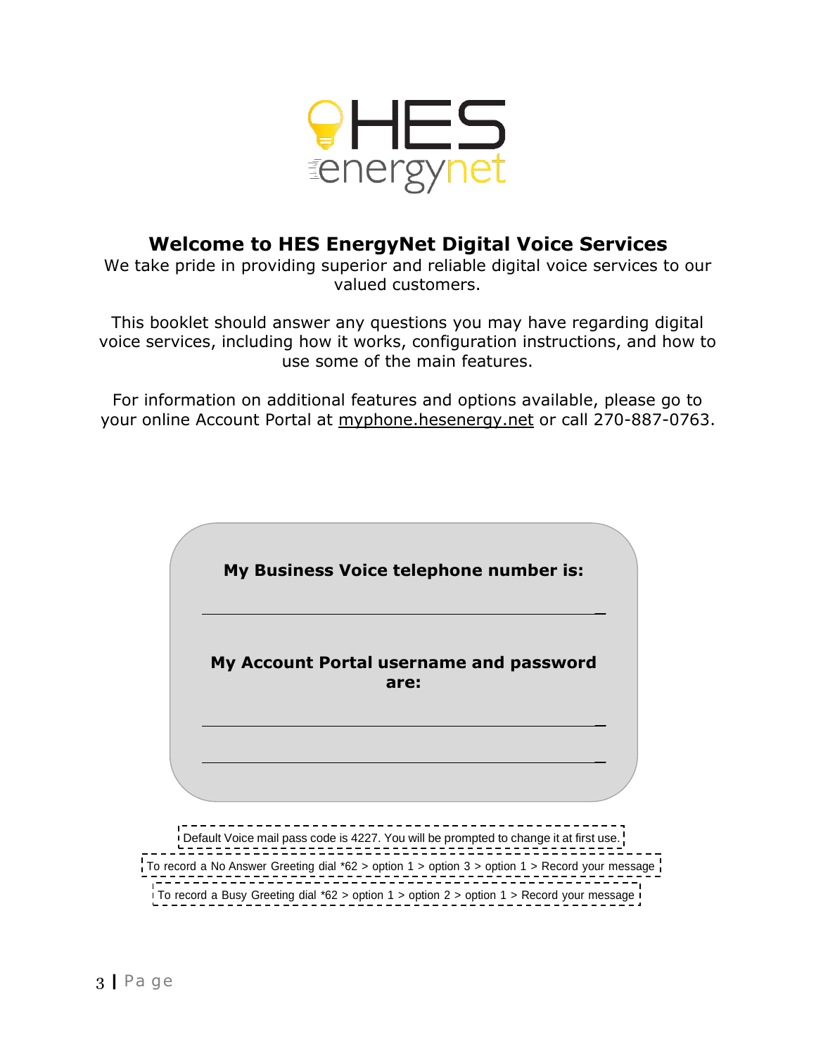# Welcome to HES EnergyNet Digital Voice Services

We take pride in providing superior and reliable digital voice services to our valued customers.

This booklet should answer any questions you may have regarding digital voice services, including how it works, configuration instructions, and how to use some of the main features.

For information on additional features and options available, please go to your online Account Portal at myphone.hesenergy.net or call 270-887-0763.

**My Business Voice telephone number is:**

_______________________________________________

**My Account Portal username and password are:**

_______________________________________________

_______________________________________________

Default Voice mail pass code is 4227. You will be prompted to change it at first use.

To record a No Answer Greeting dial *62 > option 1 > option 3 > option 1 > Record your message

To record a Busy Greeting dial *62 > option 1 > option 2 > option 1 > Record your message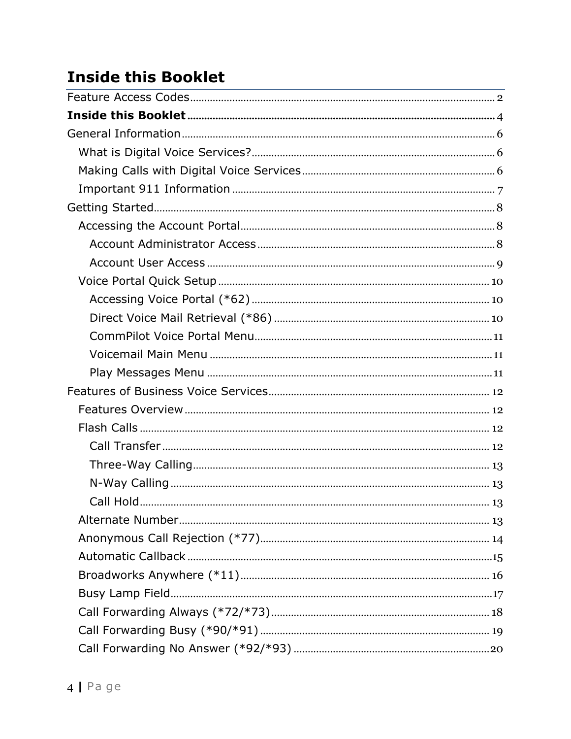# Inside this Booklet

Feature Access Codes ........ 2
**Inside this Booklet** ........ 4
General Information ........ 6
- What is Digital Voice Services? ........ 6
- Making Calls with Digital Voice Services ........ 6
- Important 911 Information ........ 7

Getting Started ........ 8
- Accessing the Account Portal ........ 8
  - Account Administrator Access ........ 8
  - Account User Access ........ 9
- Voice Portal Quick Setup ........ 10
  - Accessing Voice Portal (*62) ........ 10
  - Direct Voice Mail Retrieval (*86) ........ 10
  - CommPilot Voice Portal Menu ........ 11
  - Voicemail Main Menu ........ 11
  - Play Messages Menu ........ 11

Features of Business Voice Services ........ 12
- Features Overview ........ 12
- Flash Calls ........ 12
  - Call Transfer ........ 12
  - Three-Way Calling ........ 13
  - N-Way Calling ........ 13
  - Call Hold ........ 13
- Alternate Number ........ 13
- Anonymous Call Rejection (*77) ........ 14
- Automatic Callback ........ 15
- Broadworks Anywhere (*11) ........ 16
- Busy Lamp Field ........ 17
- Call Forwarding Always (*72/*73) ........ 18
- Call Forwarding Busy (*90/*91) ........ 19
- Call Forwarding No Answer (*92/*93) ........ 20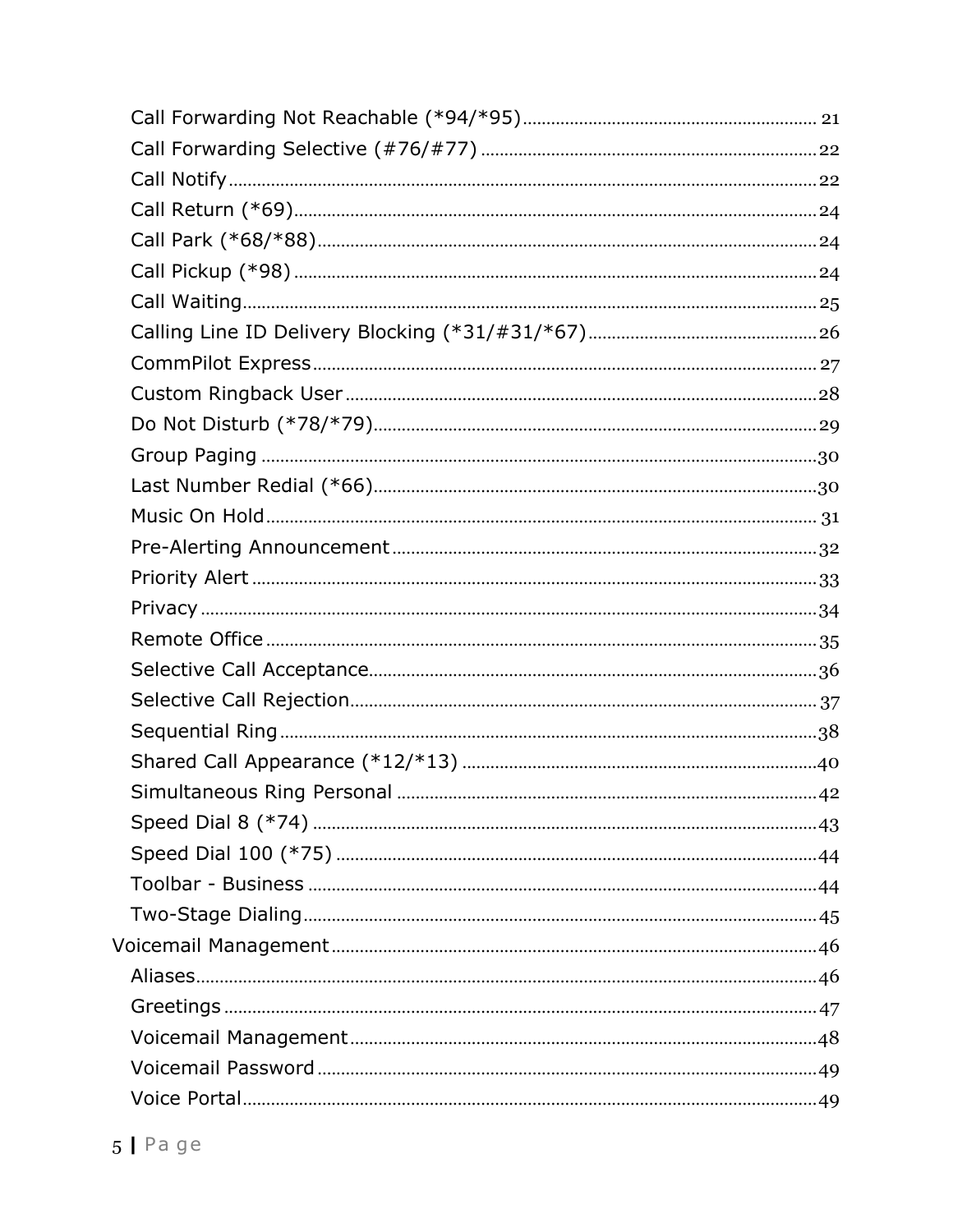Call Forwarding Not Reachable (*94/*95) .......... 21
Call Forwarding Selective (#76/#77) .......... 22
Call Notify .......... 22
Call Return (*69) .......... 24
Call Park (*68/*88) .......... 24
Call Pickup (*98) .......... 24
Call Waiting .......... 25
Calling Line ID Delivery Blocking (*31/#31/*67) .......... 26
CommPilot Express .......... 27
Custom Ringback User .......... 28
Do Not Disturb (*78/*79) .......... 29
Group Paging .......... 30
Last Number Redial (*66) .......... 30
Music On Hold .......... 31
Pre-Alerting Announcement .......... 32
Priority Alert .......... 33
Privacy .......... 34
Remote Office .......... 35
Selective Call Acceptance .......... 36
Selective Call Rejection .......... 37
Sequential Ring .......... 38
Shared Call Appearance (*12/*13) .......... 40
Simultaneous Ring Personal .......... 42
Speed Dial 8 (*74) .......... 43
Speed Dial 100 (*75) .......... 44
Toolbar - Business .......... 44
Two-Stage Dialing .......... 45

Voicemail Management .......... 46

Aliases .......... 46
Greetings .......... 47
Voicemail Management .......... 48
Voicemail Password .......... 49
Voice Portal .......... 49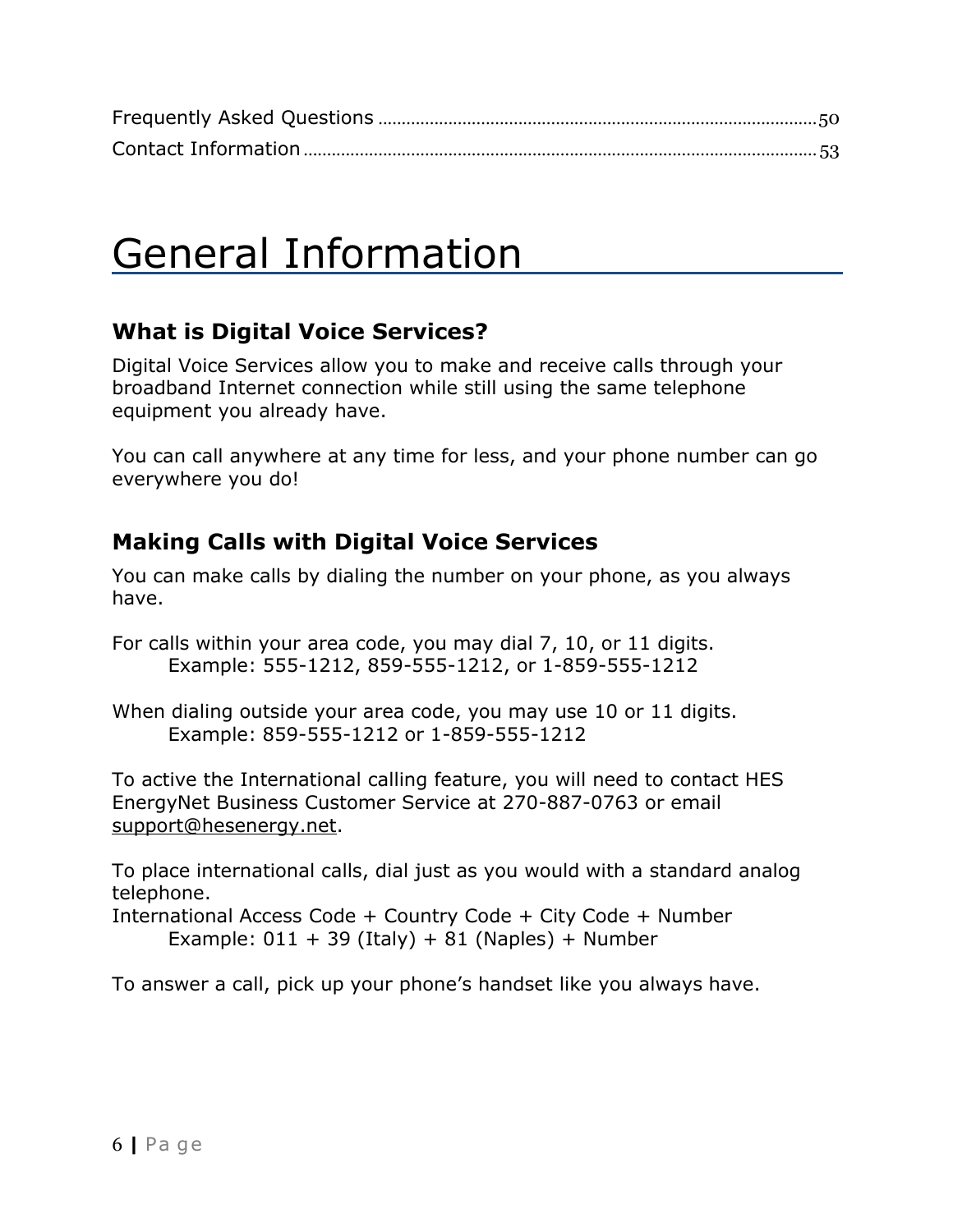Frequently Asked Questions ............................................................. 50
Contact Information ............................................................. 53

# General Information

### What is Digital Voice Services?

Digital Voice Services allow you to make and receive calls through your broadband Internet connection while still using the same telephone equipment you already have.

You can call anywhere at any time for less, and your phone number can go everywhere you do!

### Making Calls with Digital Voice Services

You can make calls by dialing the number on your phone, as you always have.

For calls within your area code, you may dial 7, 10, or 11 digits.
  Example: 555-1212, 859-555-1212, or 1-859-555-1212

When dialing outside your area code, you may use 10 or 11 digits.
  Example: 859-555-1212 or 1-859-555-1212

To active the International calling feature, you will need to contact HES EnergyNet Business Customer Service at 270-887-0763 or email support@hesenergy.net.

To place international calls, dial just as you would with a standard analog telephone.
International Access Code + Country Code + City Code + Number
  Example: 011 + 39 (Italy) + 81 (Naples) + Number

To answer a call, pick up your phone's handset like you always have.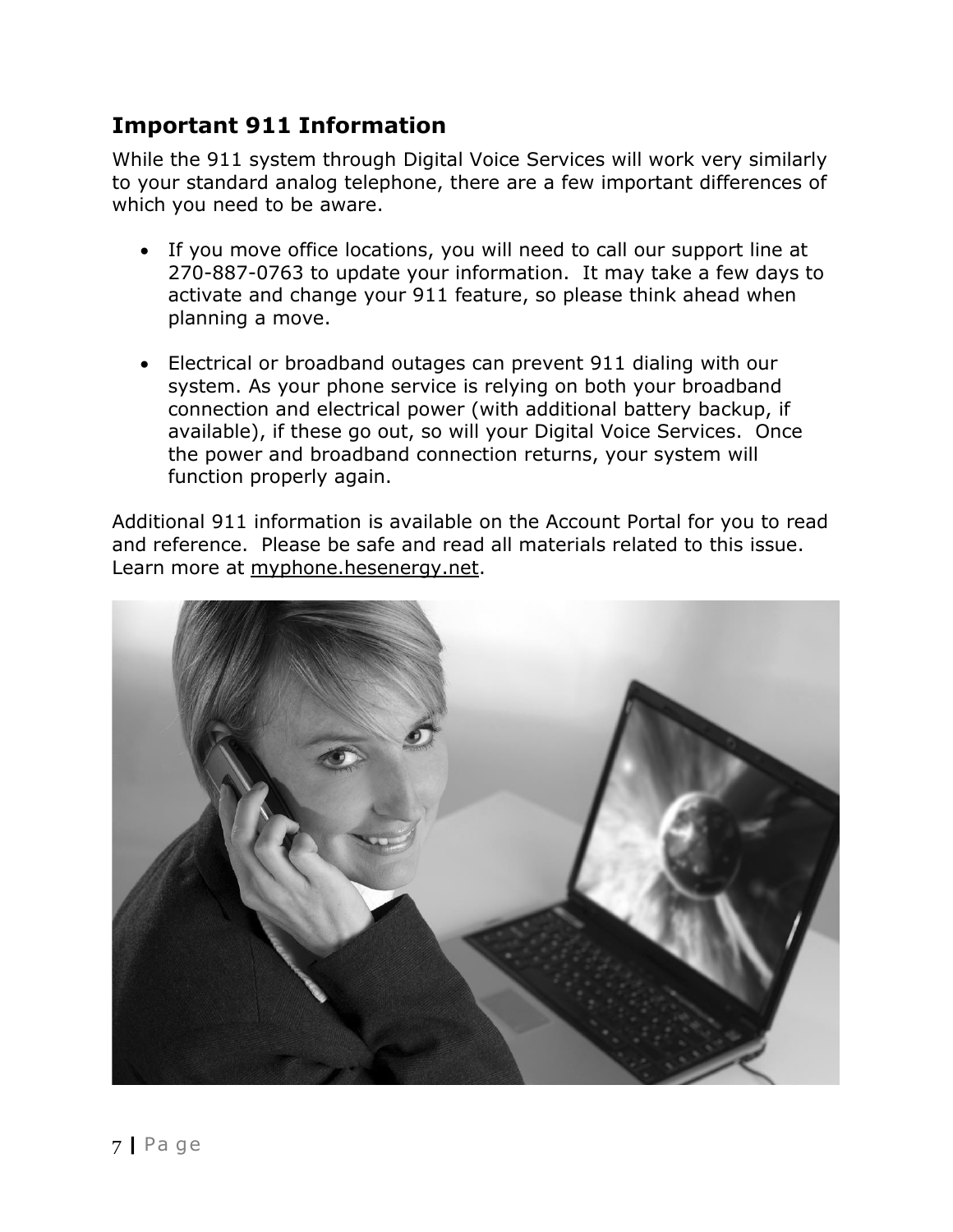## Important 911 Information

While the 911 system through Digital Voice Services will work very similarly to your standard analog telephone, there are a few important differences of which you need to be aware.

- If you move office locations, you will need to call our support line at 270-887-0763 to update your information.  It may take a few days to activate and change your 911 feature, so please think ahead when planning a move.

- Electrical or broadband outages can prevent 911 dialing with our system. As your phone service is relying on both your broadband connection and electrical power (with additional battery backup, if available), if these go out, so will your Digital Voice Services.  Once the power and broadband connection returns, your system will function properly again.

Additional 911 information is available on the Account Portal for you to read and reference.  Please be safe and read all materials related to this issue. Learn more at myphone.hesenergy.net.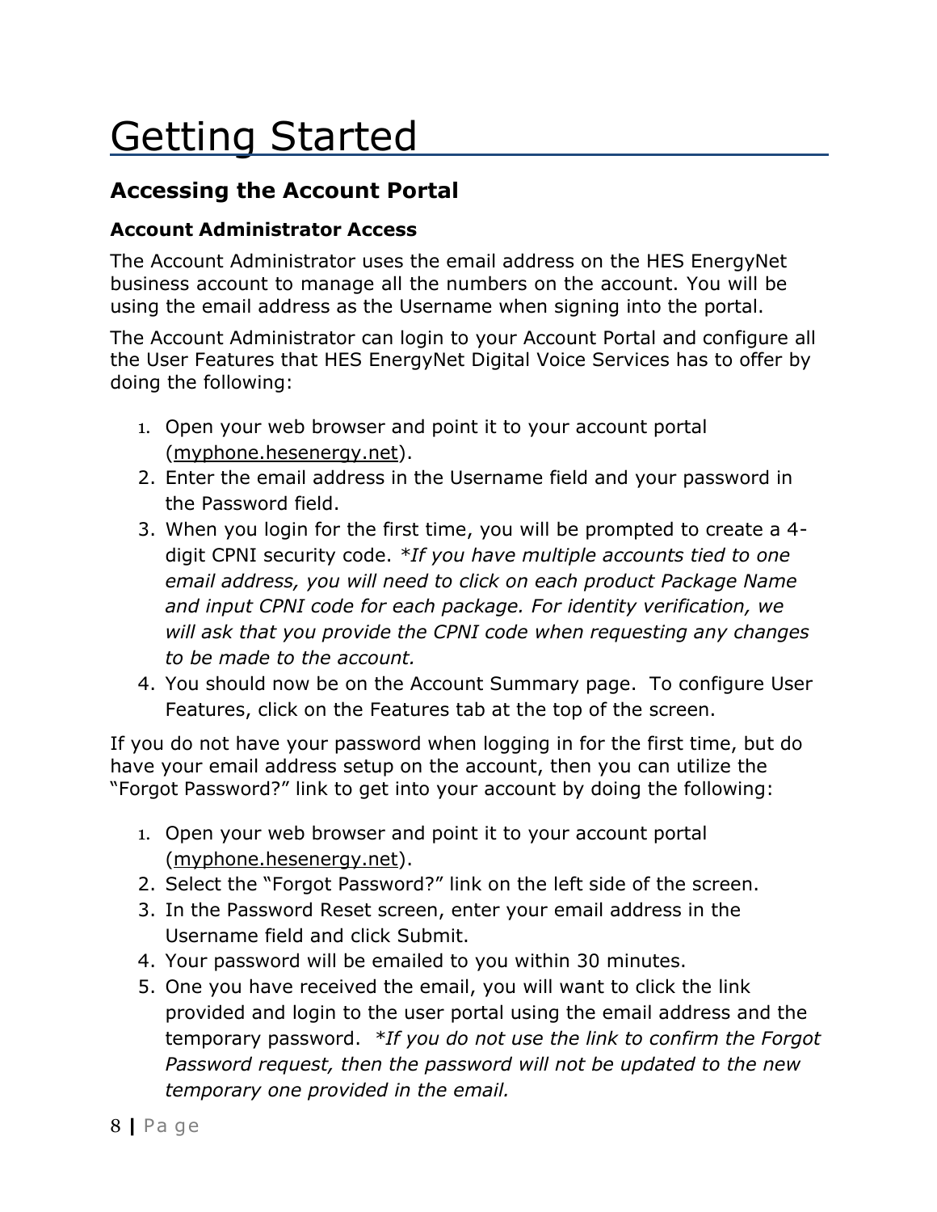# Getting Started

## Accessing the Account Portal

### Account Administrator Access

The Account Administrator uses the email address on the HES EnergyNet business account to manage all the numbers on the account. You will be using the email address as the Username when signing into the portal.

The Account Administrator can login to your Account Portal and configure all the User Features that HES EnergyNet Digital Voice Services has to offer by doing the following:

1. Open your web browser and point it to your account portal (myphone.hesenergy.net).
2. Enter the email address in the Username field and your password in the Password field.
3. When you login for the first time, you will be prompted to create a 4-digit CPNI security code. *\*If you have multiple accounts tied to one email address, you will need to click on each product Package Name and input CPNI code for each package. For identity verification, we will ask that you provide the CPNI code when requesting any changes to be made to the account.*
4. You should now be on the Account Summary page. To configure User Features, click on the Features tab at the top of the screen.

If you do not have your password when logging in for the first time, but do have your email address setup on the account, then you can utilize the "Forgot Password?" link to get into your account by doing the following:

1. Open your web browser and point it to your account portal (myphone.hesenergy.net).
2. Select the "Forgot Password?" link on the left side of the screen.
3. In the Password Reset screen, enter your email address in the Username field and click Submit.
4. Your password will be emailed to you within 30 minutes.
5. One you have received the email, you will want to click the link provided and login to the user portal using the email address and the temporary password. *\*If you do not use the link to confirm the Forgot Password request, then the password will not be updated to the new temporary one provided in the email.*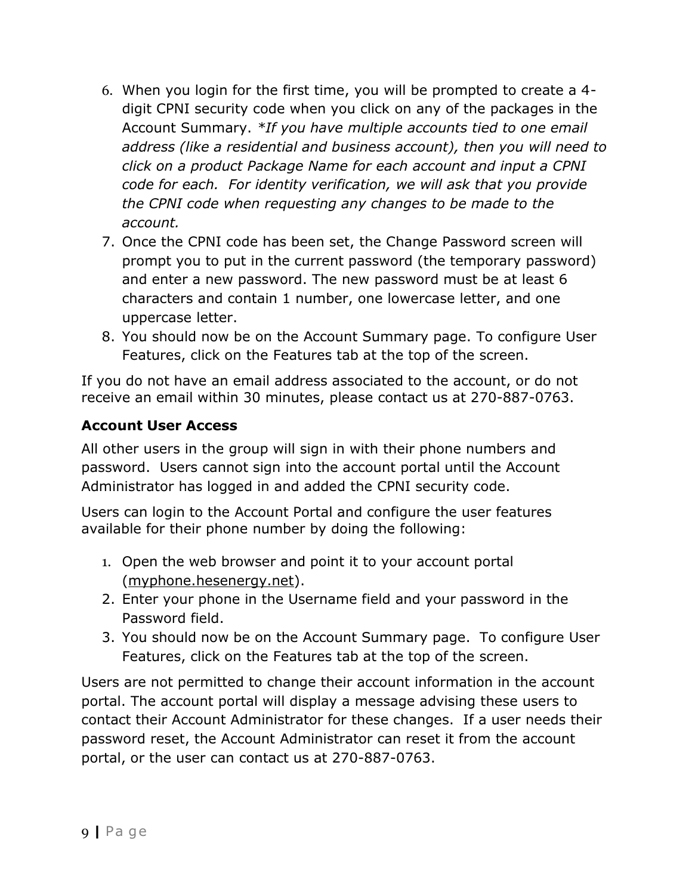6. When you login for the first time, you will be prompted to create a 4-digit CPNI security code when you click on any of the packages in the Account Summary. **If you have multiple accounts tied to one email address (like a residential and business account), then you will need to click on a product Package Name for each account and input a CPNI code for each. For identity verification, we will ask that you provide the CPNI code when requesting any changes to be made to the account.*
7. Once the CPNI code has been set, the Change Password screen will prompt you to put in the current password (the temporary password) and enter a new password. The new password must be at least 6 characters and contain 1 number, one lowercase letter, and one uppercase letter.
8. You should now be on the Account Summary page. To configure User Features, click on the Features tab at the top of the screen.

If you do not have an email address associated to the account, or do not receive an email within 30 minutes, please contact us at 270-887-0763.

### Account User Access

All other users in the group will sign in with their phone numbers and password. Users cannot sign into the account portal until the Account Administrator has logged in and added the CPNI security code.

Users can login to the Account Portal and configure the user features available for their phone number by doing the following:

1. Open the web browser and point it to your account portal (myphone.hesenergy.net).
2. Enter your phone in the Username field and your password in the Password field.
3. You should now be on the Account Summary page. To configure User Features, click on the Features tab at the top of the screen.

Users are not permitted to change their account information in the account portal. The account portal will display a message advising these users to contact their Account Administrator for these changes. If a user needs their password reset, the Account Administrator can reset it from the account portal, or the user can contact us at 270-887-0763.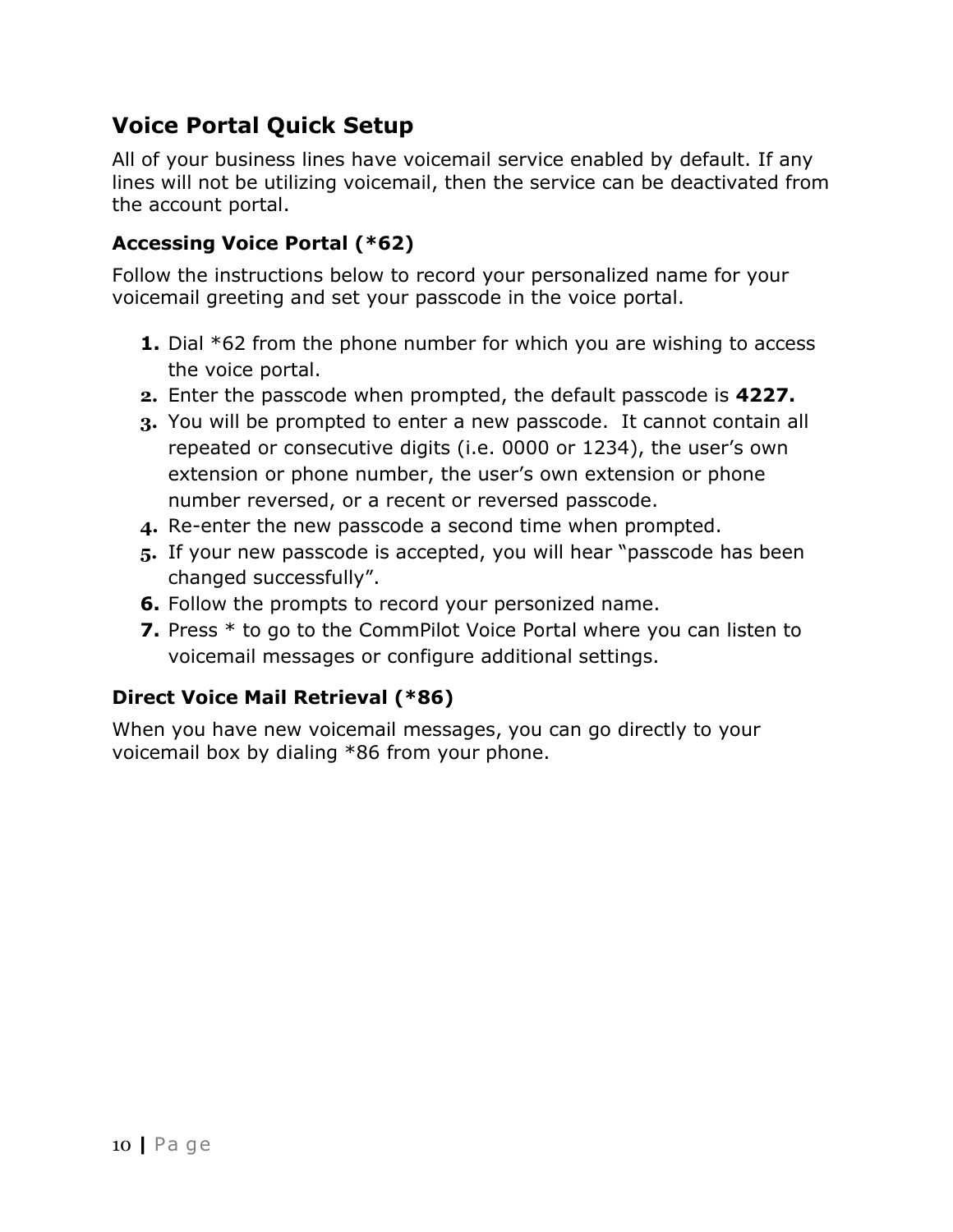## Voice Portal Quick Setup

All of your business lines have voicemail service enabled by default. If any lines will not be utilizing voicemail, then the service can be deactivated from the account portal.

### Accessing Voice Portal (*62)

Follow the instructions below to record your personalized name for your voicemail greeting and set your passcode in the voice portal.

1. Dial *62 from the phone number for which you are wishing to access the voice portal.
2. Enter the passcode when prompted, the default passcode is **4227.**
3. You will be prompted to enter a new passcode. It cannot contain all repeated or consecutive digits (i.e. 0000 or 1234), the user's own extension or phone number, the user's own extension or phone number reversed, or a recent or reversed passcode.
4. Re-enter the new passcode a second time when prompted.
5. If your new passcode is accepted, you will hear "passcode has been changed successfully".
6. Follow the prompts to record your personized name.
7. Press * to go to the CommPilot Voice Portal where you can listen to voicemail messages or configure additional settings.

### Direct Voice Mail Retrieval (*86)

When you have new voicemail messages, you can go directly to your voicemail box by dialing *86 from your phone.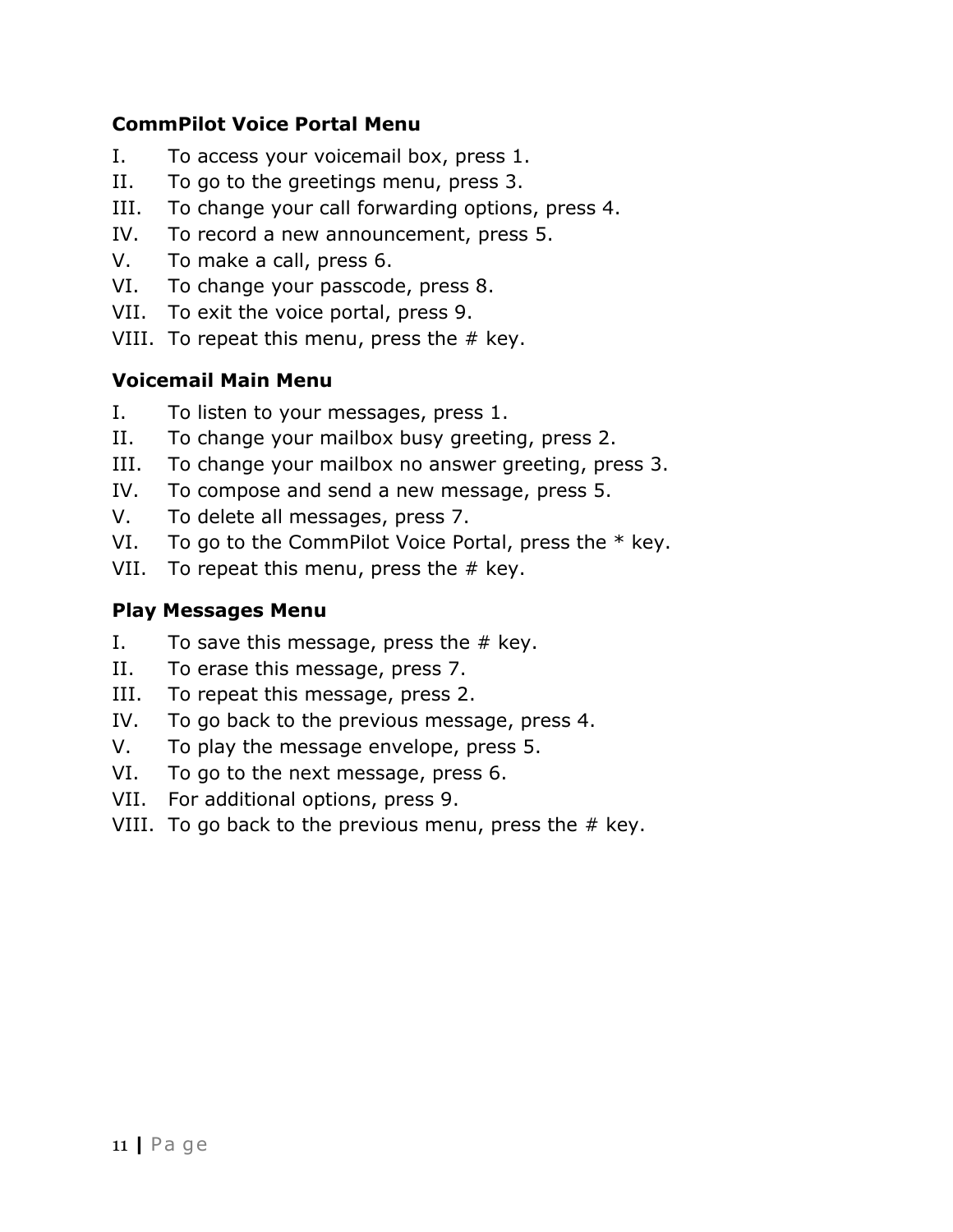### CommPilot Voice Portal Menu

I. To access your voicemail box, press 1.
II. To go to the greetings menu, press 3.
III. To change your call forwarding options, press 4.
IV. To record a new announcement, press 5.
V. To make a call, press 6.
VI. To change your passcode, press 8.
VII. To exit the voice portal, press 9.
VIII. To repeat this menu, press the # key.

### Voicemail Main Menu

I. To listen to your messages, press 1.
II. To change your mailbox busy greeting, press 2.
III. To change your mailbox no answer greeting, press 3.
IV. To compose and send a new message, press 5.
V. To delete all messages, press 7.
VI. To go to the CommPilot Voice Portal, press the * key.
VII. To repeat this menu, press the # key.

### Play Messages Menu

I. To save this message, press the # key.
II. To erase this message, press 7.
III. To repeat this message, press 2.
IV. To go back to the previous message, press 4.
V. To play the message envelope, press 5.
VI. To go to the next message, press 6.
VII. For additional options, press 9.
VIII. To go back to the previous menu, press the # key.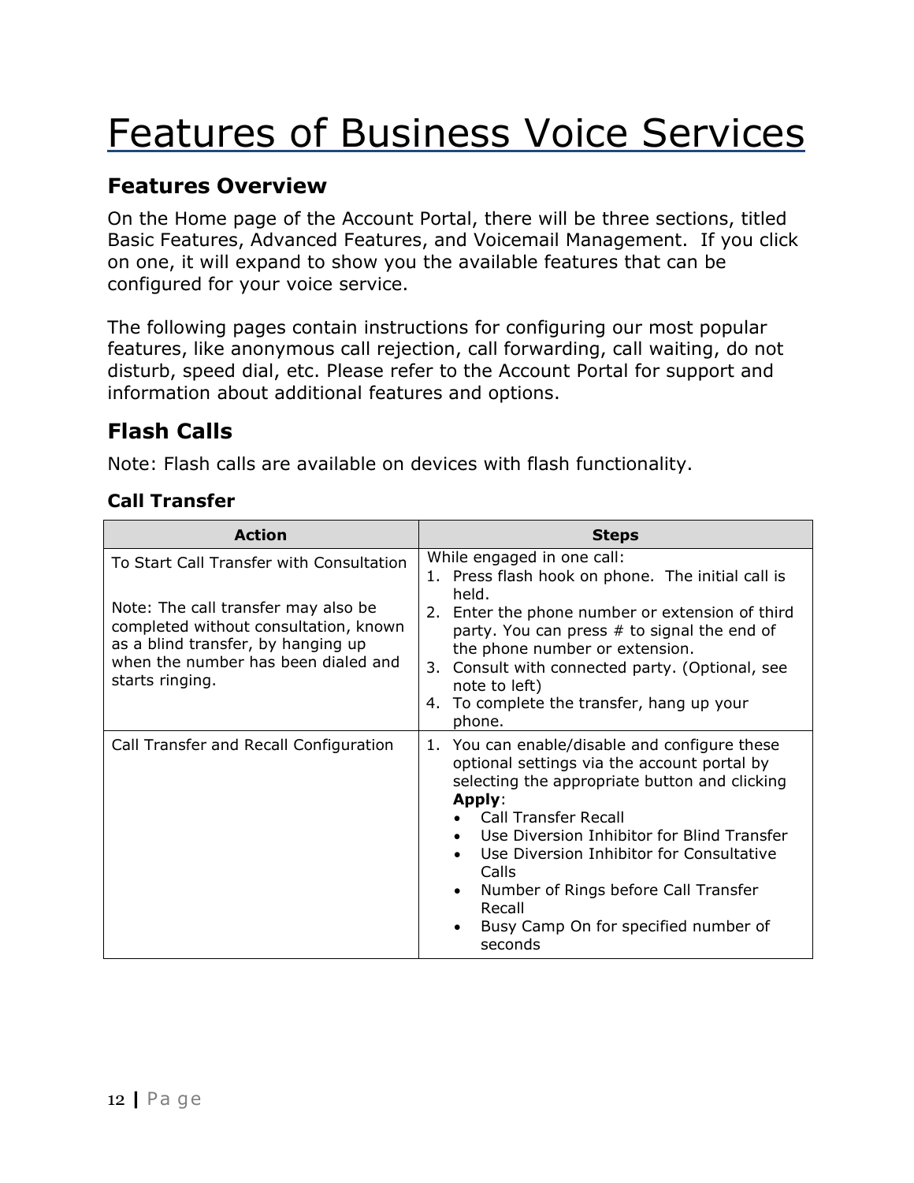# Features of Business Voice Services

## Features Overview

On the Home page of the Account Portal, there will be three sections, titled Basic Features, Advanced Features, and Voicemail Management. If you click on one, it will expand to show you the available features that can be configured for your voice service.

The following pages contain instructions for configuring our most popular features, like anonymous call rejection, call forwarding, call waiting, do not disturb, speed dial, etc. Please refer to the Account Portal for support and information about additional features and options.

## Flash Calls

Note: Flash calls are available on devices with flash functionality.

### Call Transfer

| Action | Steps |
| --- | --- |
| To Start Call Transfer with Consultation<br><br>Note: The call transfer may also be completed without consultation, known as a blind transfer, by hanging up when the number has been dialed and starts ringing. | While engaged in one call:<br>1. Press flash hook on phone. The initial call is held.<br>2. Enter the phone number or extension of third party. You can press # to signal the end of the phone number or extension.<br>3. Consult with connected party. (Optional, see note to left)<br>4. To complete the transfer, hang up your phone. |
| Call Transfer and Recall Configuration | 1. You can enable/disable and configure these optional settings via the account portal by selecting the appropriate button and clicking **Apply**:<br>• Call Transfer Recall<br>• Use Diversion Inhibitor for Blind Transfer<br>• Use Diversion Inhibitor for Consultative Calls<br>• Number of Rings before Call Transfer Recall<br>• Busy Camp On for specified number of seconds |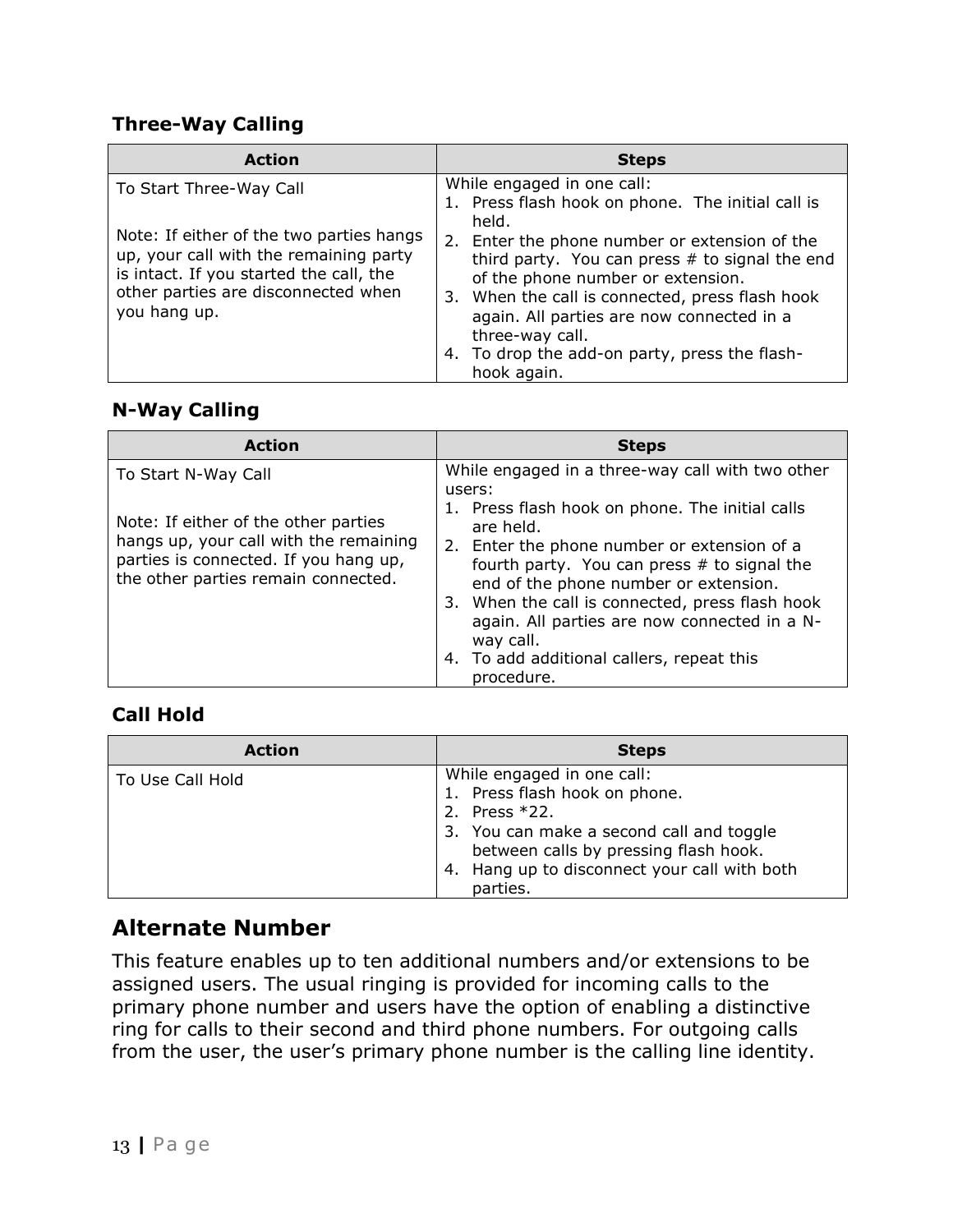### Three-Way Calling

| Action | Steps |
|---|---|
| To Start Three-Way Call<br><br>Note: If either of the two parties hangs up, your call with the remaining party is intact. If you started the call, the other parties are disconnected when you hang up. | While engaged in one call:<br>1. Press flash hook on phone. The initial call is held.<br>2. Enter the phone number or extension of the third party. You can press # to signal the end of the phone number or extension.<br>3. When the call is connected, press flash hook again. All parties are now connected in a three-way call.<br>4. To drop the add-on party, press the flash-hook again. |

### N-Way Calling

| Action | Steps |
|---|---|
| To Start N-Way Call<br><br>Note: If either of the other parties hangs up, your call with the remaining parties is connected. If you hang up, the other parties remain connected. | While engaged in a three-way call with two other users:<br>1. Press flash hook on phone. The initial calls are held.<br>2. Enter the phone number or extension of a fourth party. You can press # to signal the end of the phone number or extension.<br>3. When the call is connected, press flash hook again. All parties are now connected in a N-way call.<br>4. To add additional callers, repeat this procedure. |

### Call Hold

| Action | Steps |
|---|---|
| To Use Call Hold | While engaged in one call:<br>1. Press flash hook on phone.<br>2. Press *22.<br>3. You can make a second call and toggle between calls by pressing flash hook.<br>4. Hang up to disconnect your call with both parties. |

## Alternate Number

This feature enables up to ten additional numbers and/or extensions to be assigned users. The usual ringing is provided for incoming calls to the primary phone number and users have the option of enabling a distinctive ring for calls to their second and third phone numbers. For outgoing calls from the user, the user's primary phone number is the calling line identity.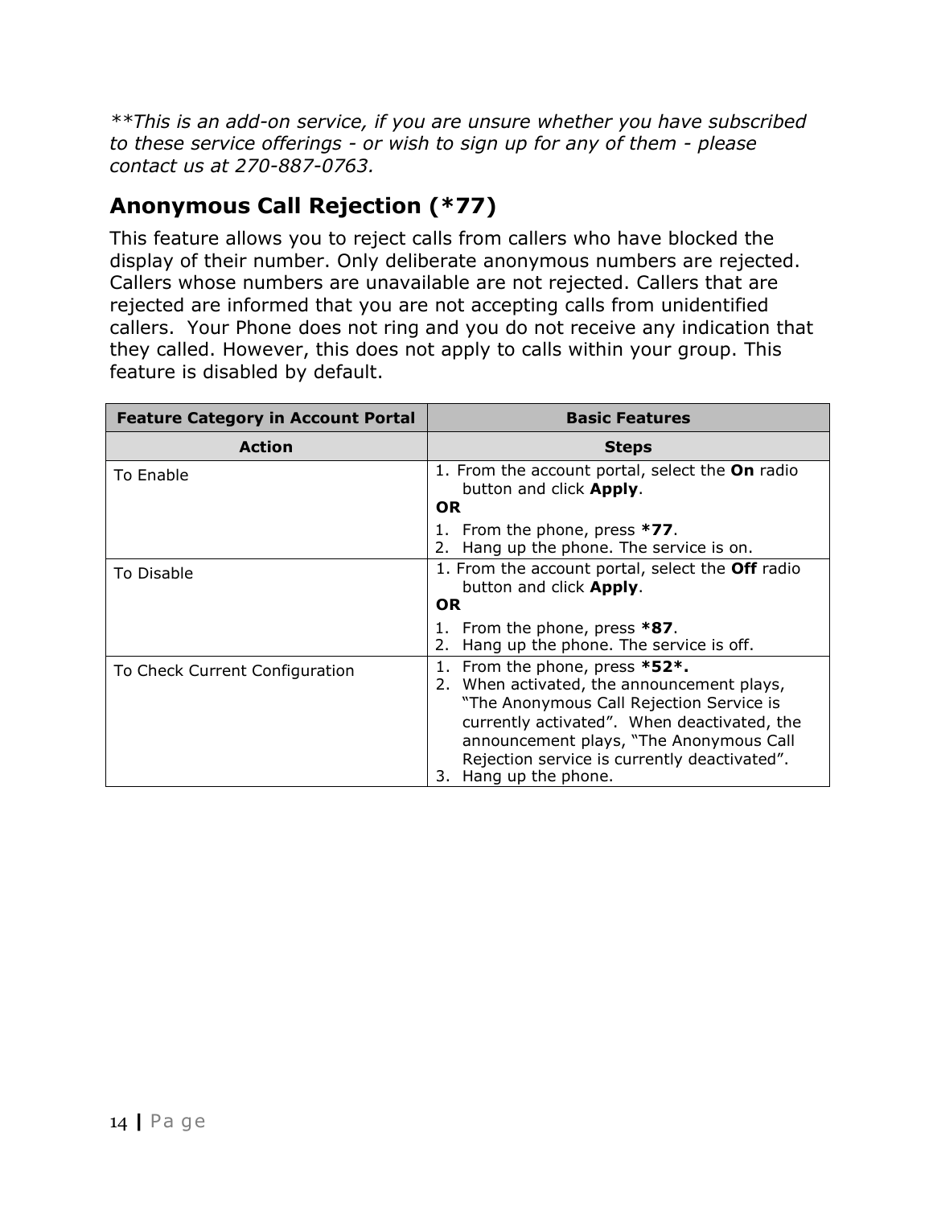*\*\*This is an add-on service, if you are unsure whether you have subscribed to these service offerings - or wish to sign up for any of them - please contact us at 270-887-0763.*

## Anonymous Call Rejection (*77)

This feature allows you to reject calls from callers who have blocked the display of their number. Only deliberate anonymous numbers are rejected. Callers whose numbers are unavailable are not rejected. Callers that are rejected are informed that you are not accepting calls from unidentified callers. Your Phone does not ring and you do not receive any indication that they called. However, this does not apply to calls within your group. This feature is disabled by default.

| **Feature Category in Account Portal** | **Basic Features** |
|---|---|
| **Action** | **Steps** |
| To Enable | 1. From the account portal, select the **On** radio button and click **Apply**.<br>**OR**<br>1. From the phone, press ***77**.<br>2. Hang up the phone. The service is on. |
| To Disable | 1. From the account portal, select the **Off** radio button and click **Apply**.<br>**OR**<br>1. From the phone, press ***87**.<br>2. Hang up the phone. The service is off. |
| To Check Current Configuration | 1. From the phone, press ***52*.**<br>2. When activated, the announcement plays, "The Anonymous Call Rejection Service is currently activated". When deactivated, the announcement plays, "The Anonymous Call Rejection service is currently deactivated".<br>3. Hang up the phone. |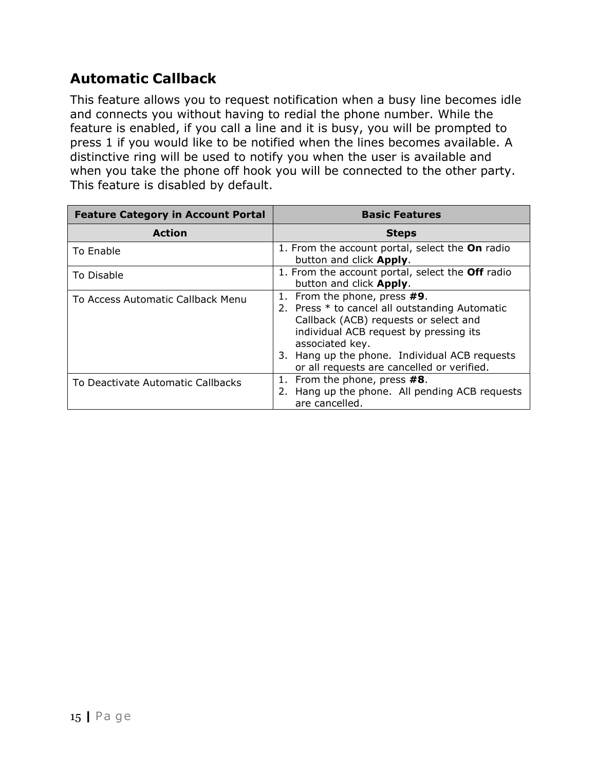## Automatic Callback

This feature allows you to request notification when a busy line becomes idle and connects you without having to redial the phone number. While the feature is enabled, if you call a line and it is busy, you will be prompted to press 1 if you would like to be notified when the lines becomes available. A distinctive ring will be used to notify you when the user is available and when you take the phone off hook you will be connected to the other party. This feature is disabled by default.

| **Feature Category in Account Portal** | **Basic Features** |
|---|---|
| **Action** | **Steps** |
| To Enable | 1. From the account portal, select the **On** radio button and click **Apply**. |
| To Disable | 1. From the account portal, select the **Off** radio button and click **Apply**. |
| To Access Automatic Callback Menu | 1. From the phone, press **#9**.<br>2. Press * to cancel all outstanding Automatic Callback (ACB) requests or select and individual ACB request by pressing its associated key.<br>3. Hang up the phone. Individual ACB requests or all requests are cancelled or verified. |
| To Deactivate Automatic Callbacks | 1. From the phone, press **#8**.<br>2. Hang up the phone. All pending ACB requests are cancelled. |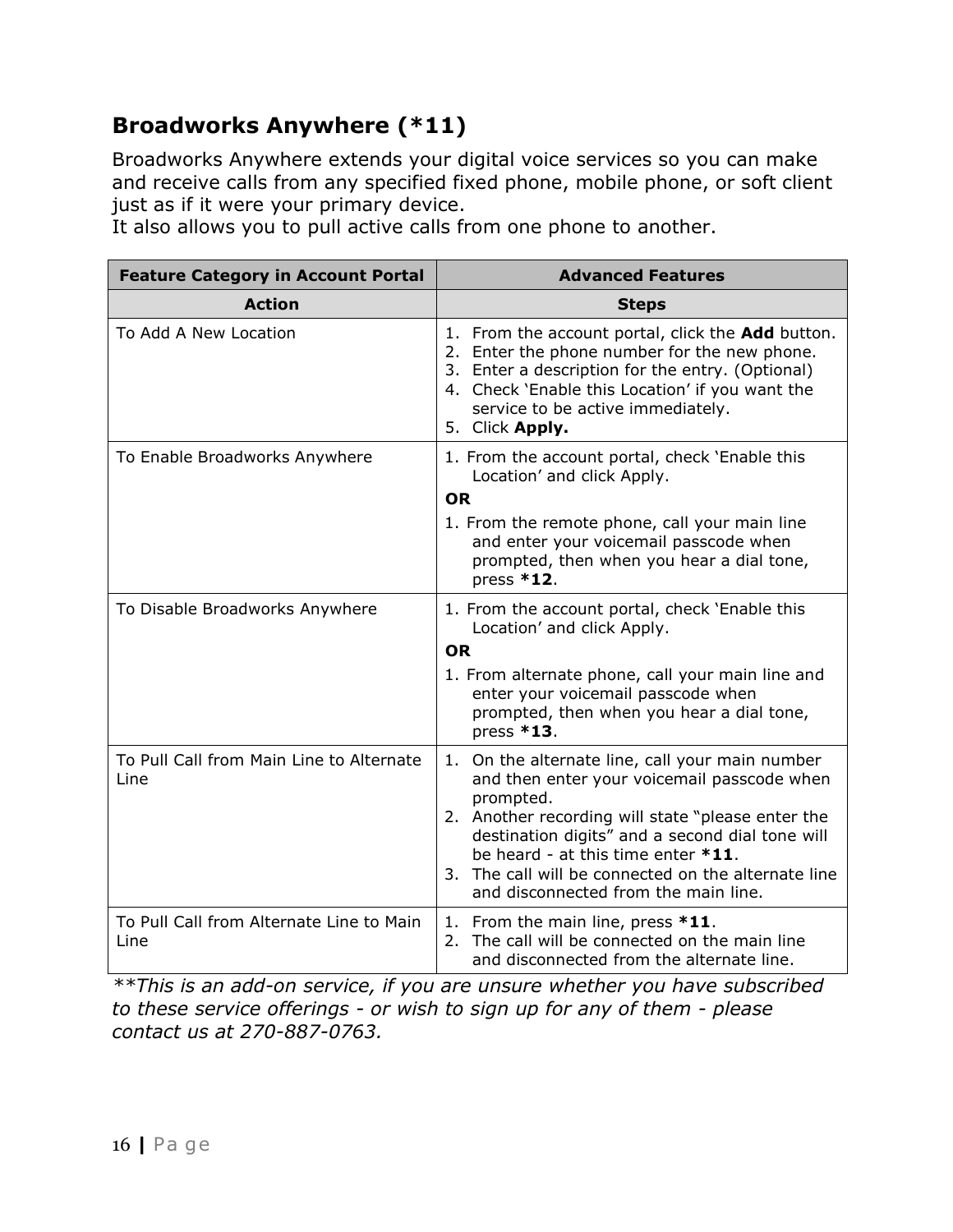## Broadworks Anywhere (*11)

Broadworks Anywhere extends your digital voice services so you can make and receive calls from any specified fixed phone, mobile phone, or soft client just as if it were your primary device.
It also allows you to pull active calls from one phone to another.

| **Feature Category in Account Portal** | **Advanced Features** |
|---|---|
| **Action** | **Steps** |
| To Add A New Location | 1. From the account portal, click the **Add** button.<br>2. Enter the phone number for the new phone.<br>3. Enter a description for the entry. (Optional)<br>4. Check 'Enable this Location' if you want the service to be active immediately.<br>5. Click **Apply.** |
| To Enable Broadworks Anywhere | 1. From the account portal, check 'Enable this Location' and click Apply.<br>**OR**<br>1. From the remote phone, call your main line and enter your voicemail passcode when prompted, then when you hear a dial tone, press ***12**. |
| To Disable Broadworks Anywhere | 1. From the account portal, check 'Enable this Location' and click Apply.<br>**OR**<br>1. From alternate phone, call your main line and enter your voicemail passcode when prompted, then when you hear a dial tone, press ***13**. |
| To Pull Call from Main Line to Alternate Line | 1. On the alternate line, call your main number and then enter your voicemail passcode when prompted.<br>2. Another recording will state "please enter the destination digits" and a second dial tone will be heard - at this time enter ***11**.<br>3. The call will be connected on the alternate line and disconnected from the main line. |
| To Pull Call from Alternate Line to Main Line | 1. From the main line, press ***11**.<br>2. The call will be connected on the main line and disconnected from the alternate line. |

*\*\*This is an add-on service, if you are unsure whether you have subscribed to these service offerings - or wish to sign up for any of them - please contact us at 270-887-0763.*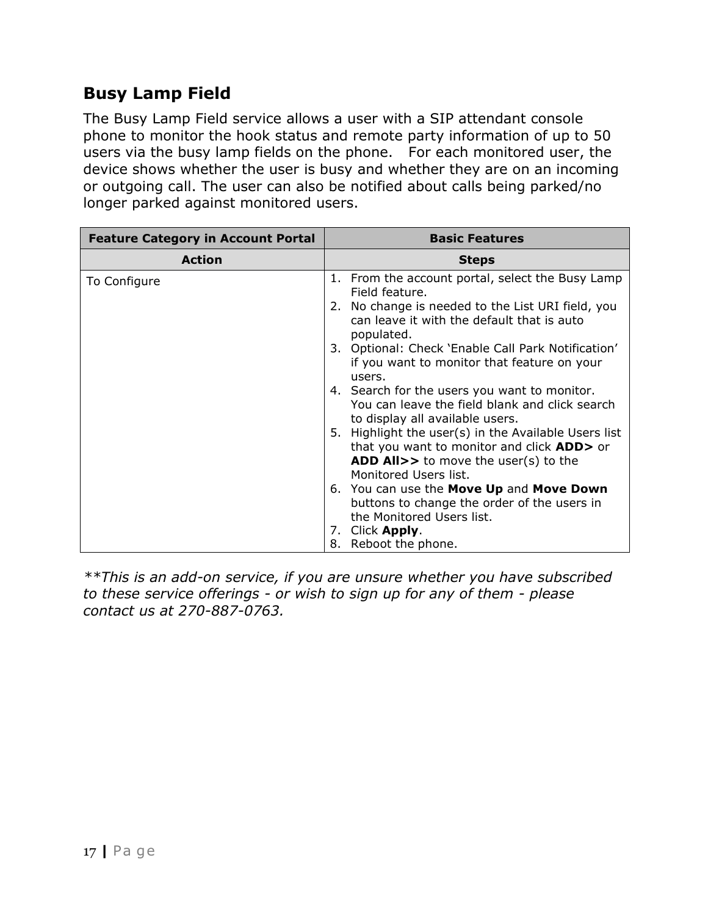## Busy Lamp Field

The Busy Lamp Field service allows a user with a SIP attendant console phone to monitor the hook status and remote party information of up to 50 users via the busy lamp fields on the phone.   For each monitored user, the device shows whether the user is busy and whether they are on an incoming or outgoing call. The user can also be notified about calls being parked/no longer parked against monitored users.

| Feature Category in Account Portal | Basic Features |
|---|---|
| **Action** | **Steps** |
| To Configure | 1. From the account portal, select the Busy Lamp Field feature.<br>2. No change is needed to the List URI field, you can leave it with the default that is auto populated.<br>3. Optional: Check 'Enable Call Park Notification' if you want to monitor that feature on your users.<br>4. Search for the users you want to monitor. You can leave the field blank and click search to display all available users.<br>5. Highlight the user(s) in the Available Users list that you want to monitor and click **ADD>** or **ADD All>>** to move the user(s) to the Monitored Users list.<br>6. You can use the **Move Up** and **Move Down** buttons to change the order of the users in the Monitored Users list.<br>7. Click **Apply**.<br>8. Reboot the phone. |

*\*\*This is an add-on service, if you are unsure whether you have subscribed to these service offerings - or wish to sign up for any of them - please contact us at 270-887-0763.*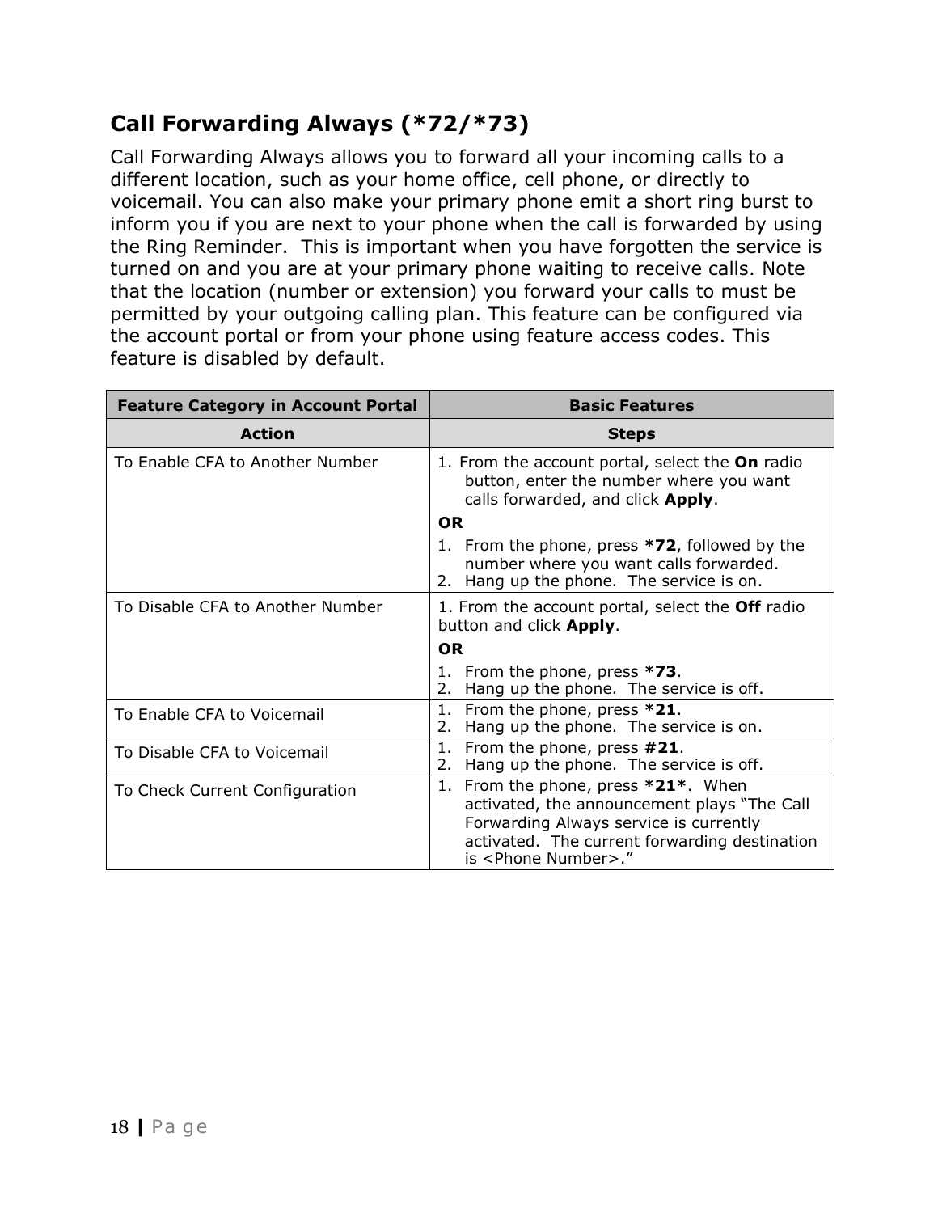## Call Forwarding Always (*72/*73)

Call Forwarding Always allows you to forward all your incoming calls to a different location, such as your home office, cell phone, or directly to voicemail. You can also make your primary phone emit a short ring burst to inform you if you are next to your phone when the call is forwarded by using the Ring Reminder. This is important when you have forgotten the service is turned on and you are at your primary phone waiting to receive calls. Note that the location (number or extension) you forward your calls to must be permitted by your outgoing calling plan. This feature can be configured via the account portal or from your phone using feature access codes. This feature is disabled by default.

| **Feature Category in Account Portal** | **Basic Features** |
|---|---|
| **Action** | **Steps** |
| To Enable CFA to Another Number | 1. From the account portal, select the **On** radio button, enter the number where you want calls forwarded, and click **Apply**.<br>**OR**<br>1. From the phone, press ***72**, followed by the number where you want calls forwarded.<br>2. Hang up the phone. The service is on. |
| To Disable CFA to Another Number | 1. From the account portal, select the **Off** radio button and click **Apply**.<br>**OR**<br>1. From the phone, press ***73**.<br>2. Hang up the phone. The service is off. |
| To Enable CFA to Voicemail | 1. From the phone, press ***21**.<br>2. Hang up the phone. The service is on. |
| To Disable CFA to Voicemail | 1. From the phone, press **#21**.<br>2. Hang up the phone. The service is off. |
| To Check Current Configuration | 1. From the phone, press ***21***. When activated, the announcement plays "The Call Forwarding Always service is currently activated. The current forwarding destination is <Phone Number>." |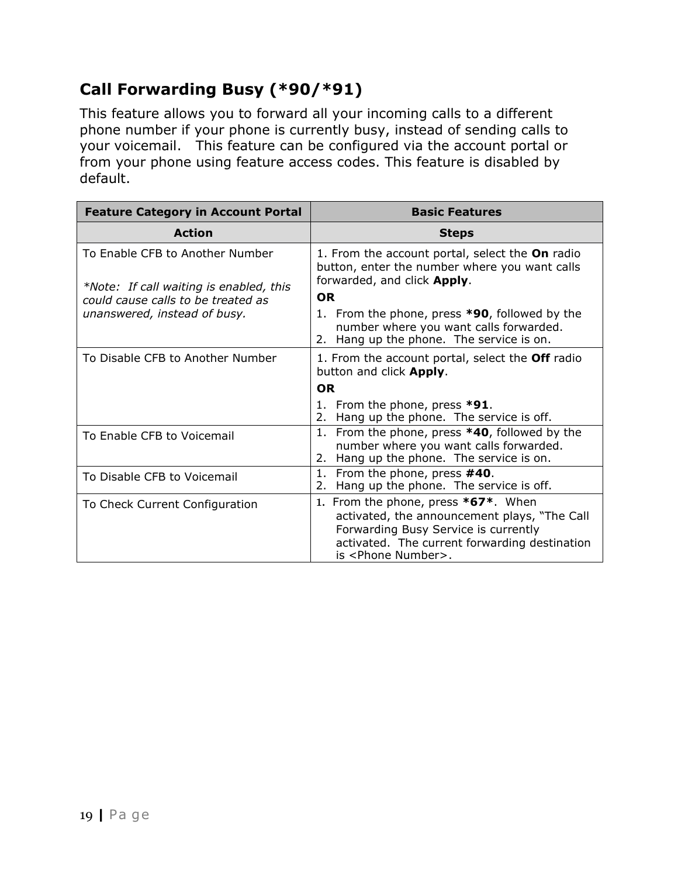## Call Forwarding Busy (*90/*91)

This feature allows you to forward all your incoming calls to a different phone number if your phone is currently busy, instead of sending calls to your voicemail.   This feature can be configured via the account portal or from your phone using feature access codes. This feature is disabled by default.

| **Feature Category in Account Portal** | **Basic Features** |
|---|---|
| **Action** | **Steps** |
| To Enable CFB to Another Number<br><br>*\*Note:  If call waiting is enabled, this could cause calls to be treated as unanswered, instead of busy.* | 1. From the account portal, select the **On** radio button, enter the number where you want calls forwarded, and click **Apply**.<br>**OR**<br>1. From the phone, press **\*90**, followed by the number where you want calls forwarded.<br>2. Hang up the phone.  The service is on. |
| To Disable CFB to Another Number | 1. From the account portal, select the **Off** radio button and click **Apply**.<br>**OR**<br>1. From the phone, press **\*91**.<br>2. Hang up the phone.  The service is off. |
| To Enable CFB to Voicemail | 1. From the phone, press **\*40**, followed by the number where you want calls forwarded.<br>2. Hang up the phone.  The service is on. |
| To Disable CFB to Voicemail | 1. From the phone, press **#40**.<br>2. Hang up the phone.  The service is off. |
| To Check Current Configuration | 1. From the phone, press **\*67\***.  When activated, the announcement plays, "The Call Forwarding Busy Service is currently activated.  The current forwarding destination is <Phone Number>. |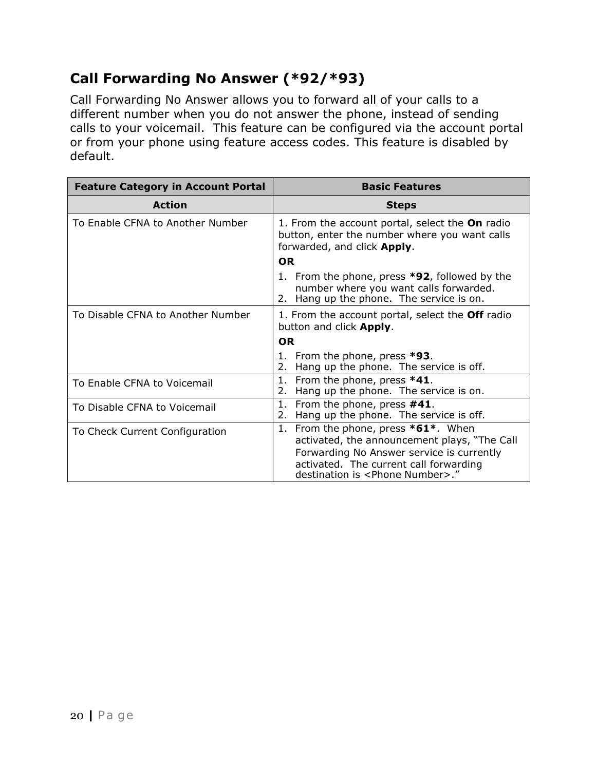## Call Forwarding No Answer (*92/*93)

Call Forwarding No Answer allows you to forward all of your calls to a different number when you do not answer the phone, instead of sending calls to your voicemail. This feature can be configured via the account portal or from your phone using feature access codes. This feature is disabled by default.

| **Feature Category in Account Portal** | **Basic Features** |
|---|---|
| **Action** | **Steps** |
| To Enable CFNA to Another Number | 1. From the account portal, select the **On** radio button, enter the number where you want calls forwarded, and click **Apply**.<br>**OR**<br>1. From the phone, press ***92**, followed by the number where you want calls forwarded.<br>2. Hang up the phone. The service is on. |
| To Disable CFNA to Another Number | 1. From the account portal, select the **Off** radio button and click **Apply**.<br>**OR**<br>1. From the phone, press ***93**.<br>2. Hang up the phone. The service is off. |
| To Enable CFNA to Voicemail | 1. From the phone, press ***41**.<br>2. Hang up the phone. The service is on. |
| To Disable CFNA to Voicemail | 1. From the phone, press **#41**.<br>2. Hang up the phone. The service is off. |
| To Check Current Configuration | 1. From the phone, press ***61***. When activated, the announcement plays, "The Call Forwarding No Answer service is currently activated. The current call forwarding destination is <Phone Number>." |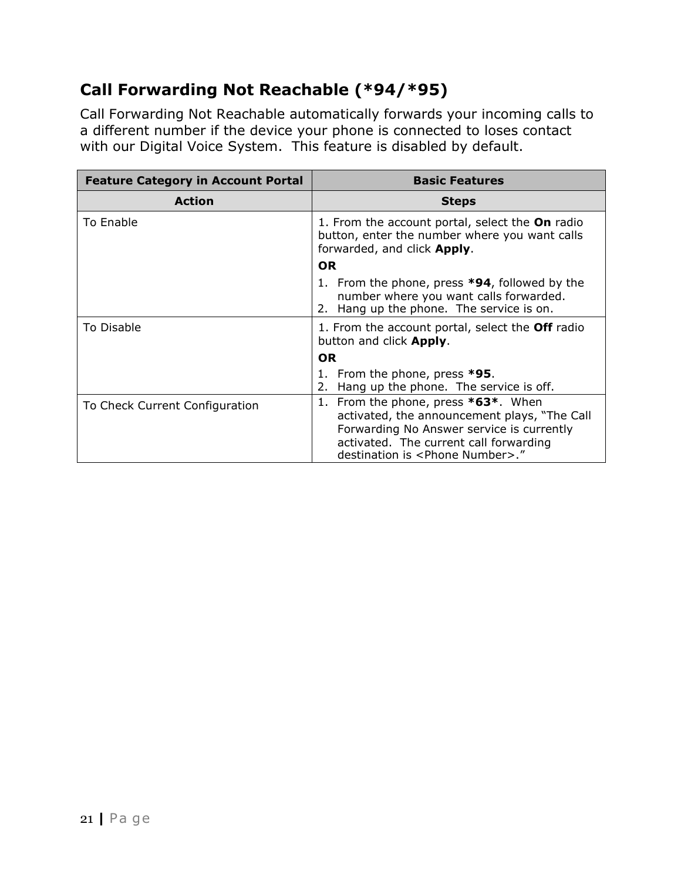## Call Forwarding Not Reachable (*94/*95)

Call Forwarding Not Reachable automatically forwards your incoming calls to a different number if the device your phone is connected to loses contact with our Digital Voice System. This feature is disabled by default.

| **Feature Category in Account Portal** | **Basic Features** |
|---|---|
| **Action** | **Steps** |
| To Enable | 1. From the account portal, select the **On** radio button, enter the number where you want calls forwarded, and click **Apply**.<br>**OR**<br>1. From the phone, press ***94**, followed by the number where you want calls forwarded.<br>2. Hang up the phone. The service is on. |
| To Disable | 1. From the account portal, select the **Off** radio button and click **Apply**.<br>**OR**<br>1. From the phone, press ***95**.<br>2. Hang up the phone. The service is off. |
| To Check Current Configuration | 1. From the phone, press ***63***. When activated, the announcement plays, "The Call Forwarding No Answer service is currently activated. The current call forwarding destination is <Phone Number>." |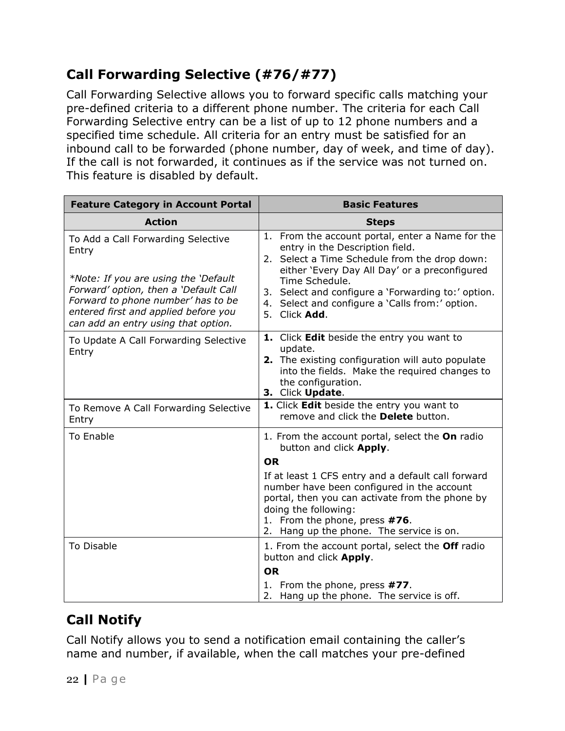## Call Forwarding Selective (#76/#77)

Call Forwarding Selective allows you to forward specific calls matching your pre-defined criteria to a different phone number. The criteria for each Call Forwarding Selective entry can be a list of up to 12 phone numbers and a specified time schedule. All criteria for an entry must be satisfied for an inbound call to be forwarded (phone number, day of week, and time of day). If the call is not forwarded, it continues as if the service was not turned on. This feature is disabled by default.

| **Feature Category in Account Portal** | **Basic Features** |
|---|---|
| **Action** | **Steps** |
| To Add a Call Forwarding Selective Entry<br><br>*\*Note: If you are using the 'Default Forward' option, then a 'Default Call Forward to phone number' has to be entered first and applied before you can add an entry using that option.* | 1. From the account portal, enter a Name for the entry in the Description field.<br>2. Select a Time Schedule from the drop down: either 'Every Day All Day' or a preconfigured Time Schedule.<br>3. Select and configure a 'Forwarding to:' option.<br>4. Select and configure a 'Calls from:' option.<br>5. Click **Add**. |
| To Update A Call Forwarding Selective Entry | **1.** Click **Edit** beside the entry you want to update.<br>**2.** The existing configuration will auto populate into the fields. Make the required changes to the configuration.<br>**3.** Click **Update**. |
| To Remove A Call Forwarding Selective Entry | **1.** Click **Edit** beside the entry you want to remove and click the **Delete** button. |
| To Enable | 1. From the account portal, select the **On** radio button and click **Apply**.<br>**OR**<br>If at least 1 CFS entry and a default call forward number have been configured in the account portal, then you can activate from the phone by doing the following:<br>1. From the phone, press **#76**.<br>2. Hang up the phone. The service is on. |
| To Disable | 1. From the account portal, select the **Off** radio button and click **Apply**.<br>**OR**<br>1. From the phone, press **#77**.<br>2. Hang up the phone. The service is off. |

## Call Notify

Call Notify allows you to send a notification email containing the caller's name and number, if available, when the call matches your pre-defined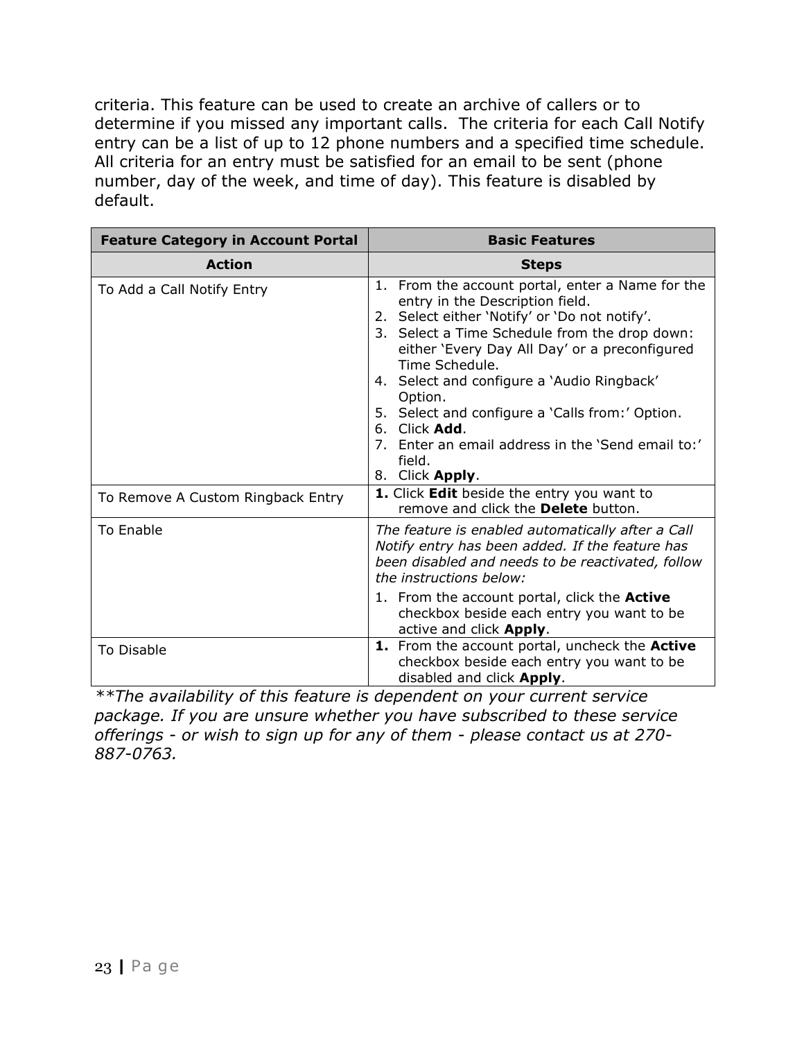criteria. This feature can be used to create an archive of callers or to determine if you missed any important calls. The criteria for each Call Notify entry can be a list of up to 12 phone numbers and a specified time schedule. All criteria for an entry must be satisfied for an email to be sent (phone number, day of the week, and time of day). This feature is disabled by default.

| **Feature Category in Account Portal** | **Basic Features** |
|---|---|
| **Action** | **Steps** |
| To Add a Call Notify Entry | 1. From the account portal, enter a Name for the entry in the Description field.<br>2. Select either 'Notify' or 'Do not notify'.<br>3. Select a Time Schedule from the drop down: either 'Every Day All Day' or a preconfigured Time Schedule.<br>4. Select and configure a 'Audio Ringback' Option.<br>5. Select and configure a 'Calls from:' Option.<br>6. Click **Add**.<br>7. Enter an email address in the 'Send email to:' field.<br>8. Click **Apply**. |
| To Remove A Custom Ringback Entry | **1.** Click **Edit** beside the entry you want to remove and click the **Delete** button. |
| To Enable | *The feature is enabled automatically after a Call Notify entry has been added. If the feature has been disabled and needs to be reactivated, follow the instructions below:*<br>1. From the account portal, click the **Active** checkbox beside each entry you want to be active and click **Apply**. |
| To Disable | **1.** From the account portal, uncheck the **Active** checkbox beside each entry you want to be disabled and click **Apply**. |

*\*\*The availability of this feature is dependent on your current service package. If you are unsure whether you have subscribed to these service offerings - or wish to sign up for any of them - please contact us at 270-887-0763.*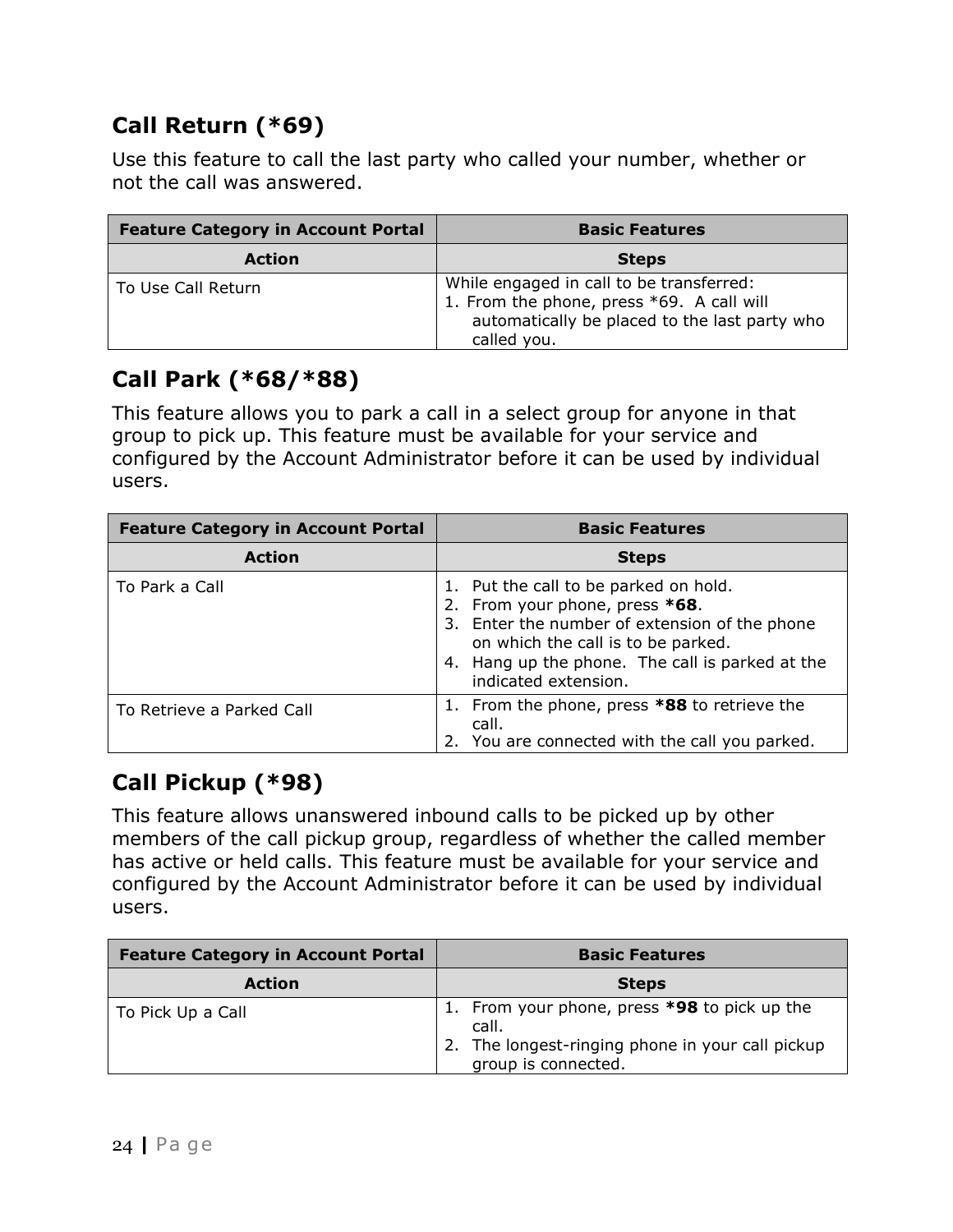## Call Return (*69)

Use this feature to call the last party who called your number, whether or not the call was answered.

| Feature Category in Account Portal | Basic Features |
|---|---|
| **Action** | **Steps** |
| To Use Call Return | While engaged in call to be transferred:<br>1. From the phone, press *69. A call will automatically be placed to the last party who called you. |

## Call Park (*68/*88)

This feature allows you to park a call in a select group for anyone in that group to pick up. This feature must be available for your service and configured by the Account Administrator before it can be used by individual users.

| Feature Category in Account Portal | Basic Features |
|---|---|
| **Action** | **Steps** |
| To Park a Call | 1. Put the call to be parked on hold.<br>2. From your phone, press **\*68**.<br>3. Enter the number of extension of the phone on which the call is to be parked.<br>4. Hang up the phone. The call is parked at the indicated extension. |
| To Retrieve a Parked Call | 1. From the phone, press **\*88** to retrieve the call.<br>2. You are connected with the call you parked. |

## Call Pickup (*98)

This feature allows unanswered inbound calls to be picked up by other members of the call pickup group, regardless of whether the called member has active or held calls. This feature must be available for your service and configured by the Account Administrator before it can be used by individual users.

| Feature Category in Account Portal | Basic Features |
|---|---|
| **Action** | **Steps** |
| To Pick Up a Call | 1. From your phone, press **\*98** to pick up the call.<br>2. The longest-ringing phone in your call pickup group is connected. |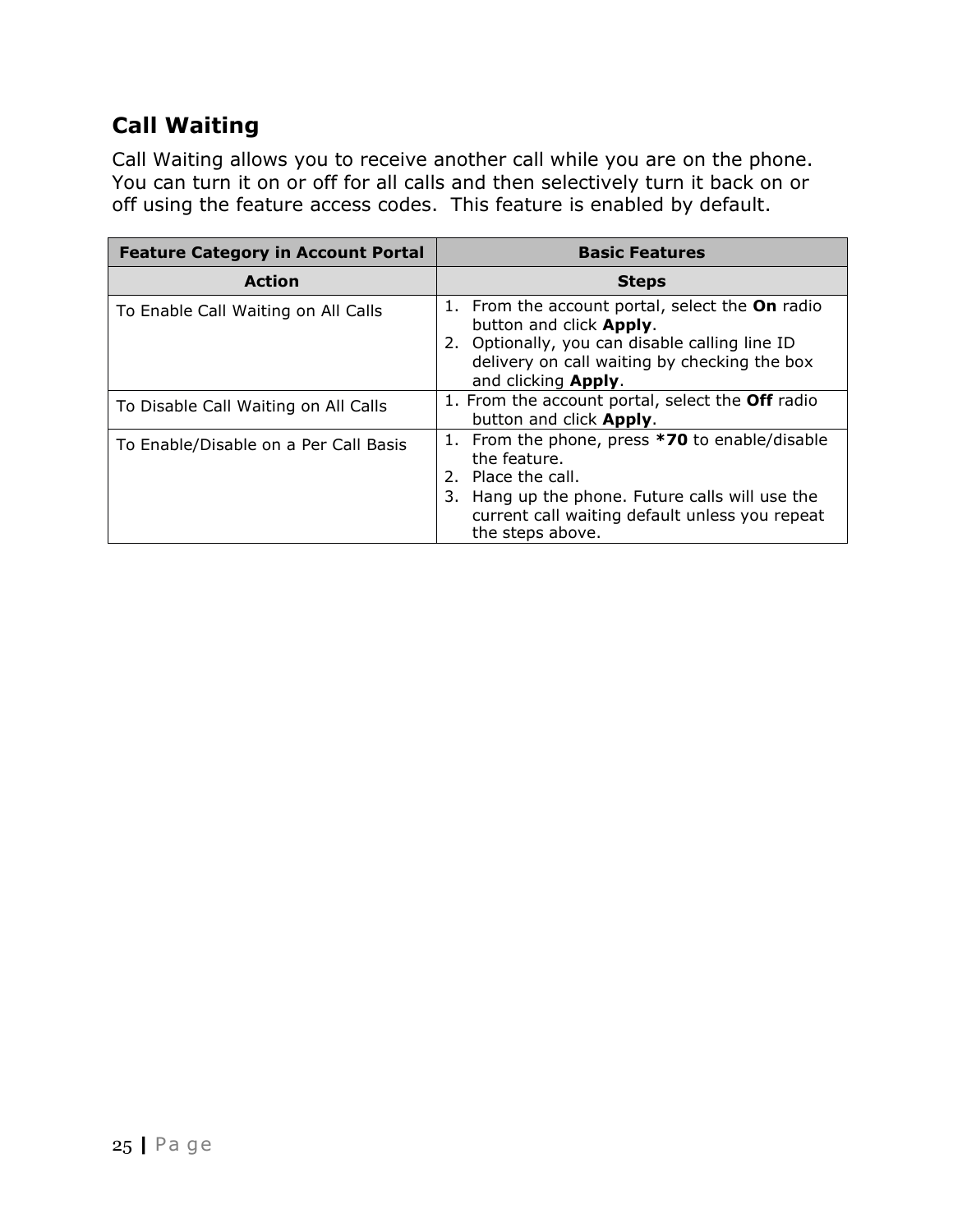## Call Waiting

Call Waiting allows you to receive another call while you are on the phone. You can turn it on or off for all calls and then selectively turn it back on or off using the feature access codes. This feature is enabled by default.

| **Feature Category in Account Portal** | **Basic Features** |
|---|---|
| **Action** | **Steps** |
| To Enable Call Waiting on All Calls | 1. From the account portal, select the **On** radio button and click **Apply**.<br>2. Optionally, you can disable calling line ID delivery on call waiting by checking the box and clicking **Apply**. |
| To Disable Call Waiting on All Calls | 1. From the account portal, select the **Off** radio button and click **Apply**. |
| To Enable/Disable on a Per Call Basis | 1. From the phone, press ***70** to enable/disable the feature.<br>2. Place the call.<br>3. Hang up the phone. Future calls will use the current call waiting default unless you repeat the steps above. |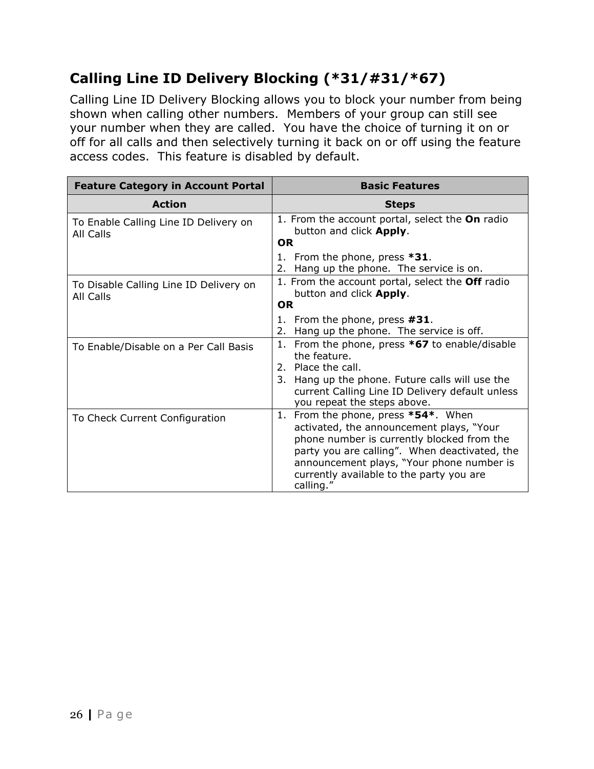## Calling Line ID Delivery Blocking (*31/#31/*67)

Calling Line ID Delivery Blocking allows you to block your number from being shown when calling other numbers. Members of your group can still see your number when they are called. You have the choice of turning it on or off for all calls and then selectively turning it back on or off using the feature access codes. This feature is disabled by default.

| **Feature Category in Account Portal** | **Basic Features** |
|---|---|
| **Action** | **Steps** |
| To Enable Calling Line ID Delivery on All Calls | 1. From the account portal, select the **On** radio button and click **Apply**.<br>**OR**<br>1. From the phone, press ***31**.<br>2. Hang up the phone. The service is on. |
| To Disable Calling Line ID Delivery on All Calls | 1. From the account portal, select the **Off** radio button and click **Apply**.<br>**OR**<br>1. From the phone, press **#31**.<br>2. Hang up the phone. The service is off. |
| To Enable/Disable on a Per Call Basis | 1. From the phone, press ***67** to enable/disable the feature.<br>2. Place the call.<br>3. Hang up the phone. Future calls will use the current Calling Line ID Delivery default unless you repeat the steps above. |
| To Check Current Configuration | 1. From the phone, press ***54***. When activated, the announcement plays, "Your phone number is currently blocked from the party you are calling". When deactivated, the announcement plays, "Your phone number is currently available to the party you are calling." |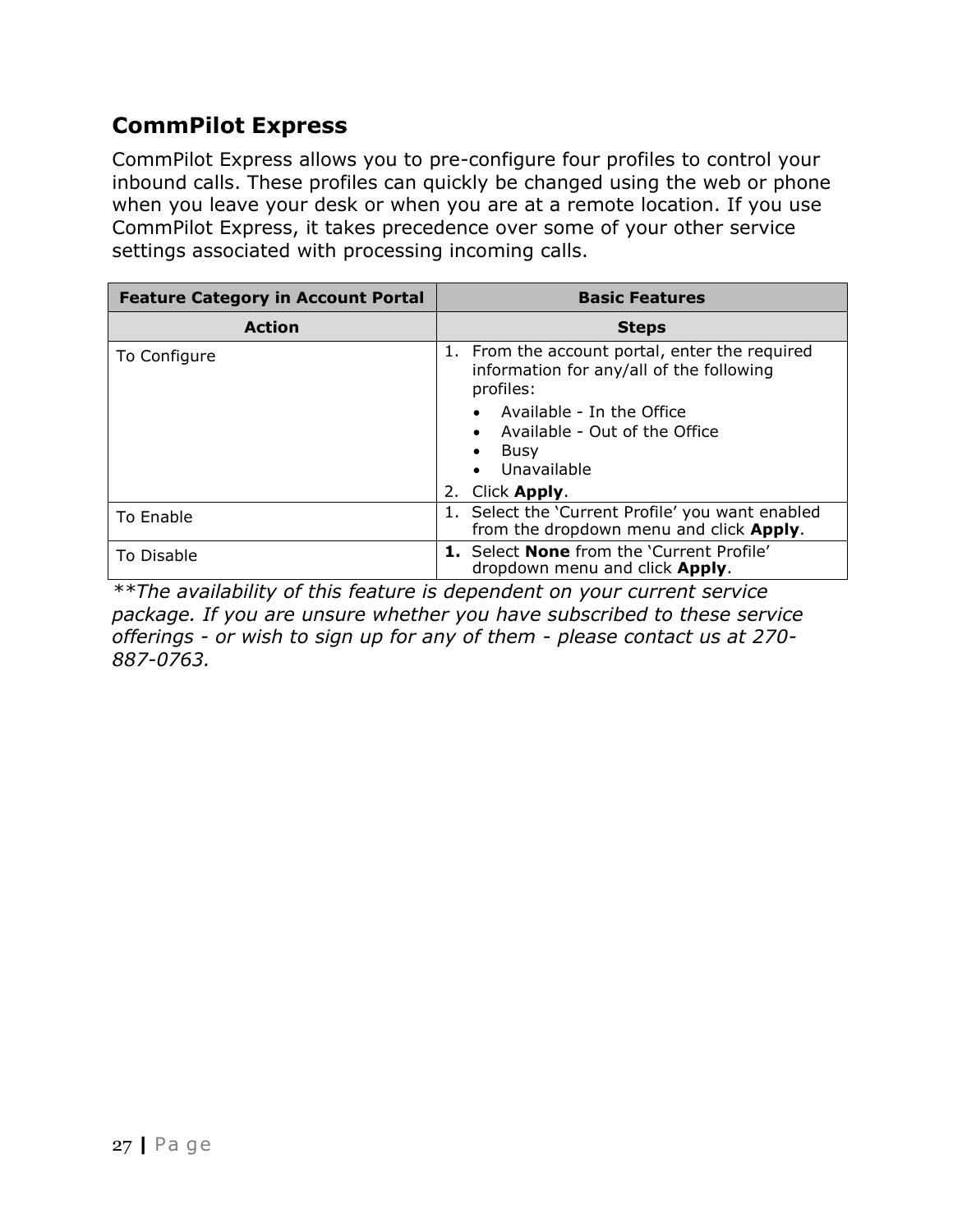## CommPilot Express

CommPilot Express allows you to pre-configure four profiles to control your inbound calls. These profiles can quickly be changed using the web or phone when you leave your desk or when you are at a remote location. If you use CommPilot Express, it takes precedence over some of your other service settings associated with processing incoming calls.

| Feature Category in Account Portal | Basic Features |
|---|---|
| **Action** | **Steps** |
| To Configure | 1. From the account portal, enter the required information for any/all of the following profiles:<br>• Available - In the Office<br>• Available - Out of the Office<br>• Busy<br>• Unavailable<br>2. Click **Apply**. |
| To Enable | 1. Select the 'Current Profile' you want enabled from the dropdown menu and click **Apply**. |
| To Disable | **1.** Select **None** from the 'Current Profile' dropdown menu and click **Apply**. |

*\*\*The availability of this feature is dependent on your current service package. If you are unsure whether you have subscribed to these service offerings - or wish to sign up for any of them - please contact us at 270-887-0763.*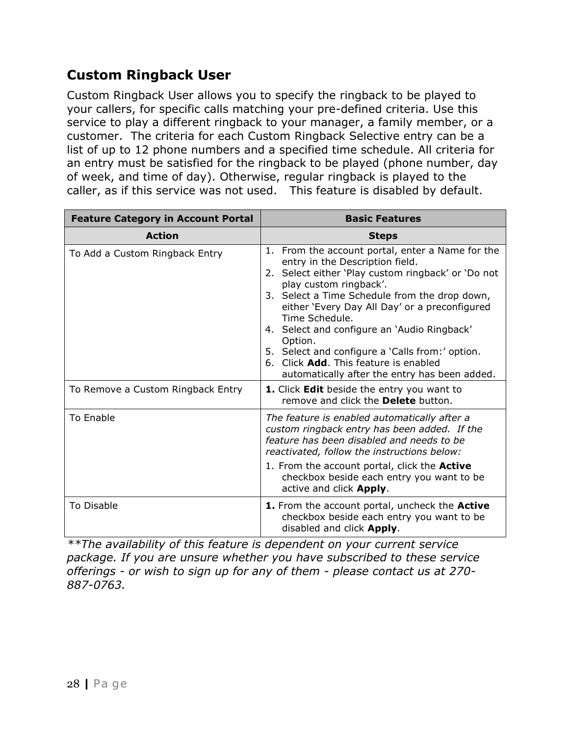## Custom Ringback User

Custom Ringback User allows you to specify the ringback to be played to your callers, for specific calls matching your pre-defined criteria. Use this service to play a different ringback to your manager, a family member, or a customer. The criteria for each Custom Ringback Selective entry can be a list of up to 12 phone numbers and a specified time schedule. All criteria for an entry must be satisfied for the ringback to be played (phone number, day of week, and time of day). Otherwise, regular ringback is played to the caller, as if this service was not used. This feature is disabled by default.

| **Feature Category in Account Portal** | **Basic Features** |
|---|---|
| **Action** | **Steps** |
| To Add a Custom Ringback Entry | 1. From the account portal, enter a Name for the entry in the Description field.<br>2. Select either 'Play custom ringback' or 'Do not play custom ringback'.<br>3. Select a Time Schedule from the drop down, either 'Every Day All Day' or a preconfigured Time Schedule.<br>4. Select and configure an 'Audio Ringback' Option.<br>5. Select and configure a 'Calls from:' option.<br>6. Click **Add**. This feature is enabled automatically after the entry has been added. |
| To Remove a Custom Ringback Entry | **1.** Click **Edit** beside the entry you want to remove and click the **Delete** button. |
| To Enable | *The feature is enabled automatically after a custom ringback entry has been added. If the feature has been disabled and needs to be reactivated, follow the instructions below:*<br>1. From the account portal, click the **Active** checkbox beside each entry you want to be active and click **Apply**. |
| To Disable | **1.** From the account portal, uncheck the **Active** checkbox beside each entry you want to be disabled and click **Apply**. |

*\*\*The availability of this feature is dependent on your current service package. If you are unsure whether you have subscribed to these service offerings - or wish to sign up for any of them - please contact us at 270-887-0763.*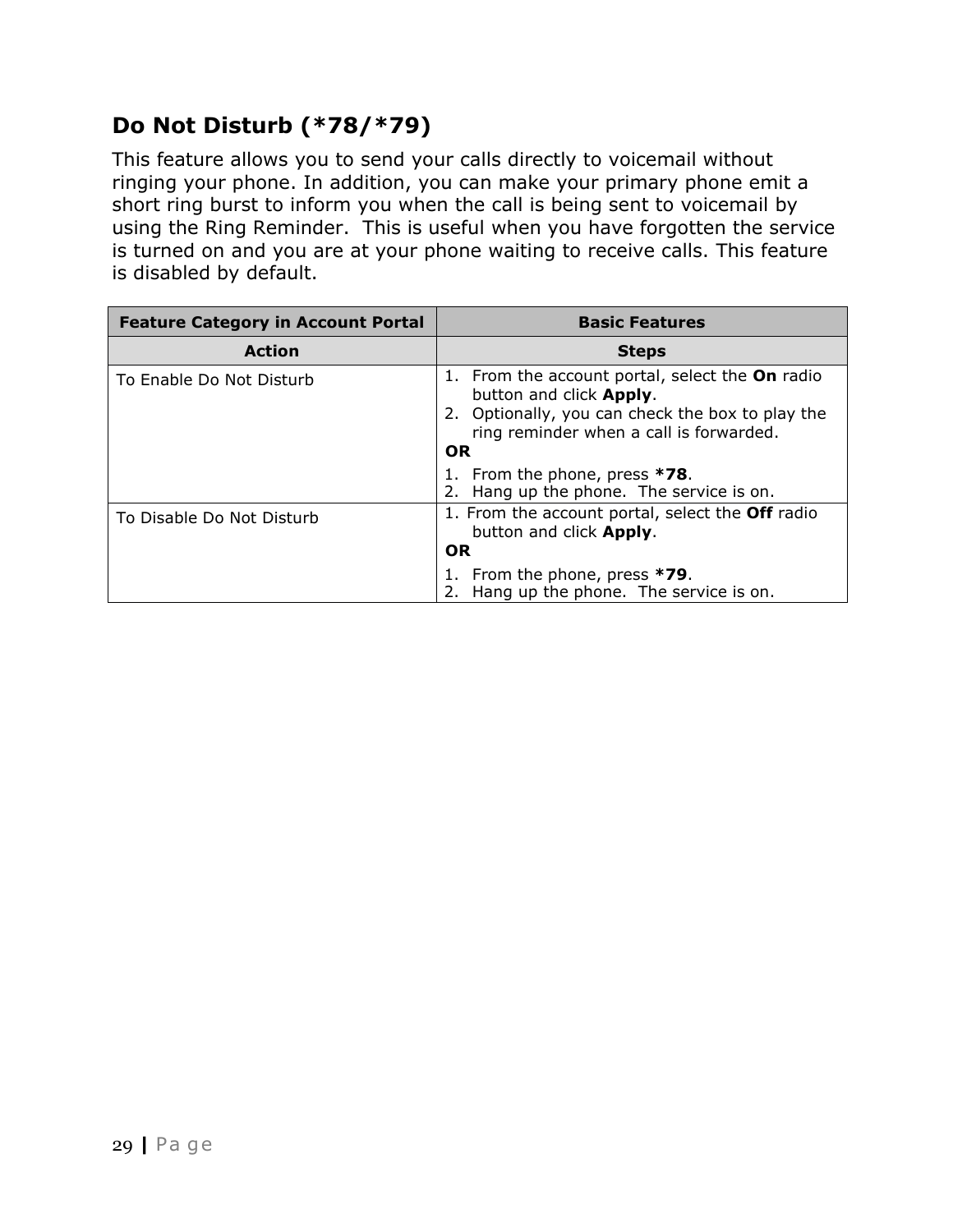## Do Not Disturb (*78/*79)

This feature allows you to send your calls directly to voicemail without ringing your phone. In addition, you can make your primary phone emit a short ring burst to inform you when the call is being sent to voicemail by using the Ring Reminder.  This is useful when you have forgotten the service is turned on and you are at your phone waiting to receive calls. This feature is disabled by default.

| **Feature Category in Account Portal** | **Basic Features** |
|---|---|
| **Action** | **Steps** |
| To Enable Do Not Disturb | 1. From the account portal, select the **On** radio button and click **Apply**.<br>2. Optionally, you can check the box to play the ring reminder when a call is forwarded.<br>**OR**<br>1. From the phone, press ***78**.<br>2. Hang up the phone.  The service is on. |
| To Disable Do Not Disturb | 1. From the account portal, select the **Off** radio button and click **Apply**.<br>**OR**<br>1. From the phone, press ***79**.<br>2. Hang up the phone.  The service is on. |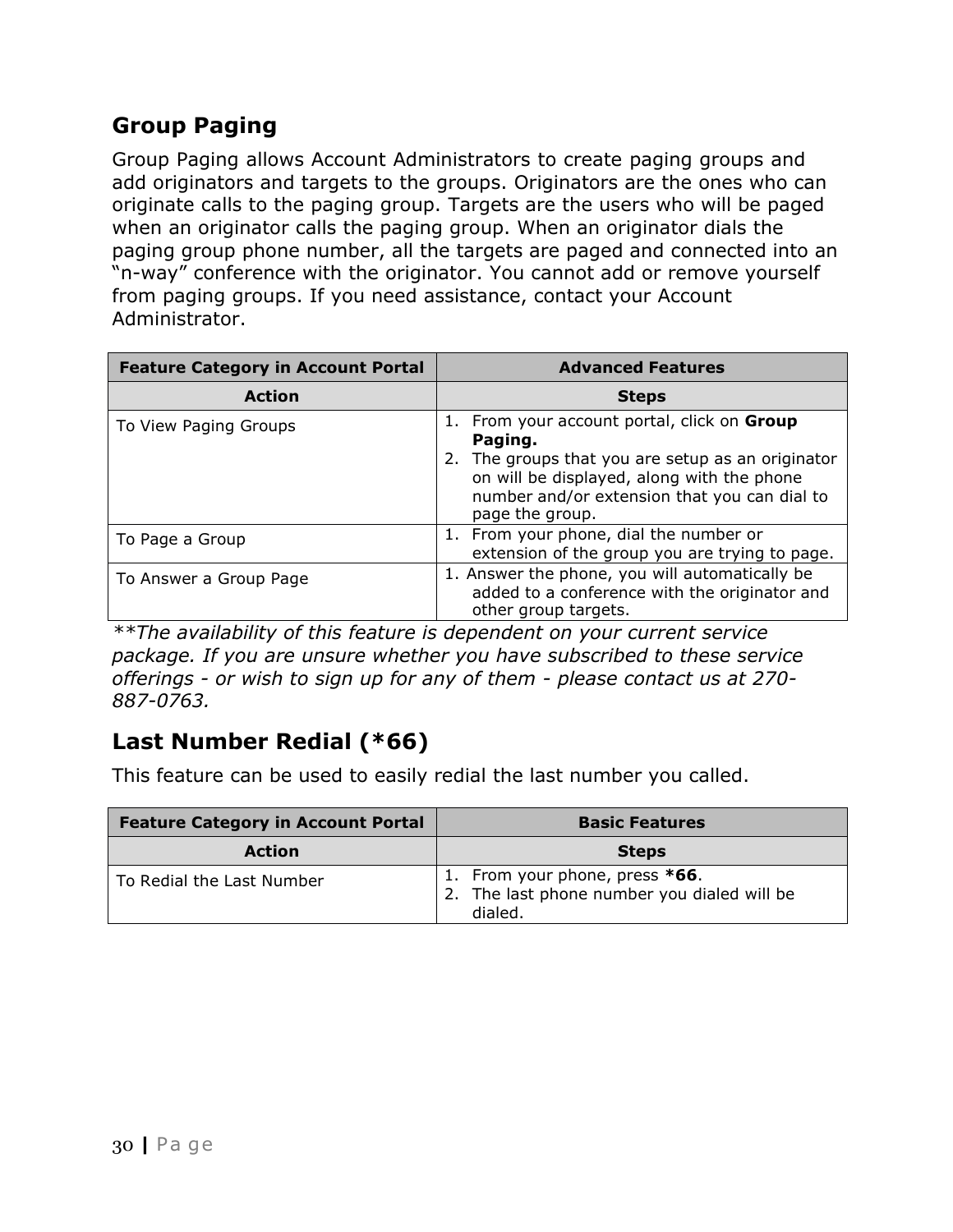## Group Paging

Group Paging allows Account Administrators to create paging groups and add originators and targets to the groups. Originators are the ones who can originate calls to the paging group. Targets are the users who will be paged when an originator calls the paging group. When an originator dials the paging group phone number, all the targets are paged and connected into an “n-way” conference with the originator. You cannot add or remove yourself from paging groups. If you need assistance, contact your Account Administrator.

| Feature Category in Account Portal | Advanced Features |
|---|---|
| **Action** | **Steps** |
| To View Paging Groups | 1. From your account portal, click on **Group Paging.**<br>2. The groups that you are setup as an originator on will be displayed, along with the phone number and/or extension that you can dial to page the group. |
| To Page a Group | 1. From your phone, dial the number or extension of the group you are trying to page. |
| To Answer a Group Page | 1. Answer the phone, you will automatically be added to a conference with the originator and other group targets. |

*\*\*The availability of this feature is dependent on your current service package. If you are unsure whether you have subscribed to these service offerings - or wish to sign up for any of them - please contact us at 270-887-0763.*

## Last Number Redial (*66)

This feature can be used to easily redial the last number you called.

| Feature Category in Account Portal | Basic Features |
|---|---|
| **Action** | **Steps** |
| To Redial the Last Number | 1. From your phone, press ***66**.<br>2. The last phone number you dialed will be dialed. |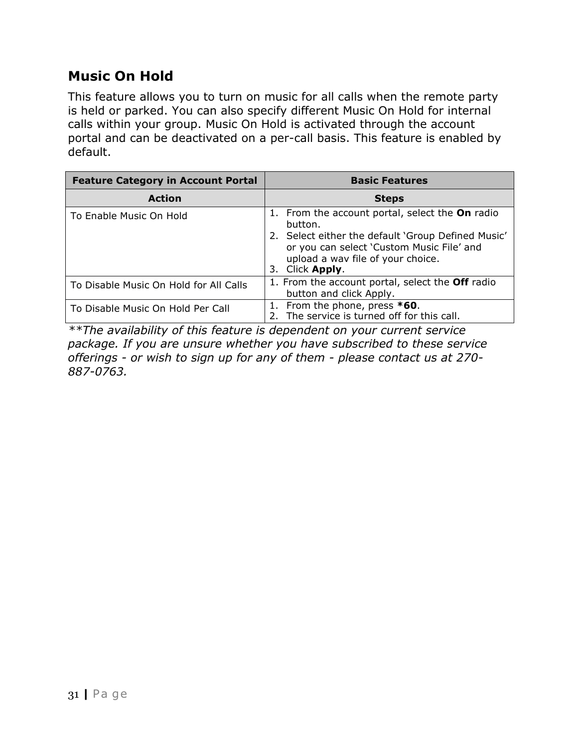## Music On Hold

This feature allows you to turn on music for all calls when the remote party is held or parked. You can also specify different Music On Hold for internal calls within your group. Music On Hold is activated through the account portal and can be deactivated on a per-call basis. This feature is enabled by default.

| **Feature Category in Account Portal** | **Basic Features** |
|---|---|
| **Action** | **Steps** |
| To Enable Music On Hold | 1. From the account portal, select the **On** radio button.<br>2. Select either the default 'Group Defined Music' or you can select 'Custom Music File' and upload a wav file of your choice.<br>3. Click **Apply**. |
| To Disable Music On Hold for All Calls | 1. From the account portal, select the **Off** radio button and click Apply. |
| To Disable Music On Hold Per Call | 1. From the phone, press ***60**.<br>2. The service is turned off for this call. |

*\*\*The availability of this feature is dependent on your current service package. If you are unsure whether you have subscribed to these service offerings - or wish to sign up for any of them - please contact us at 270-887-0763.*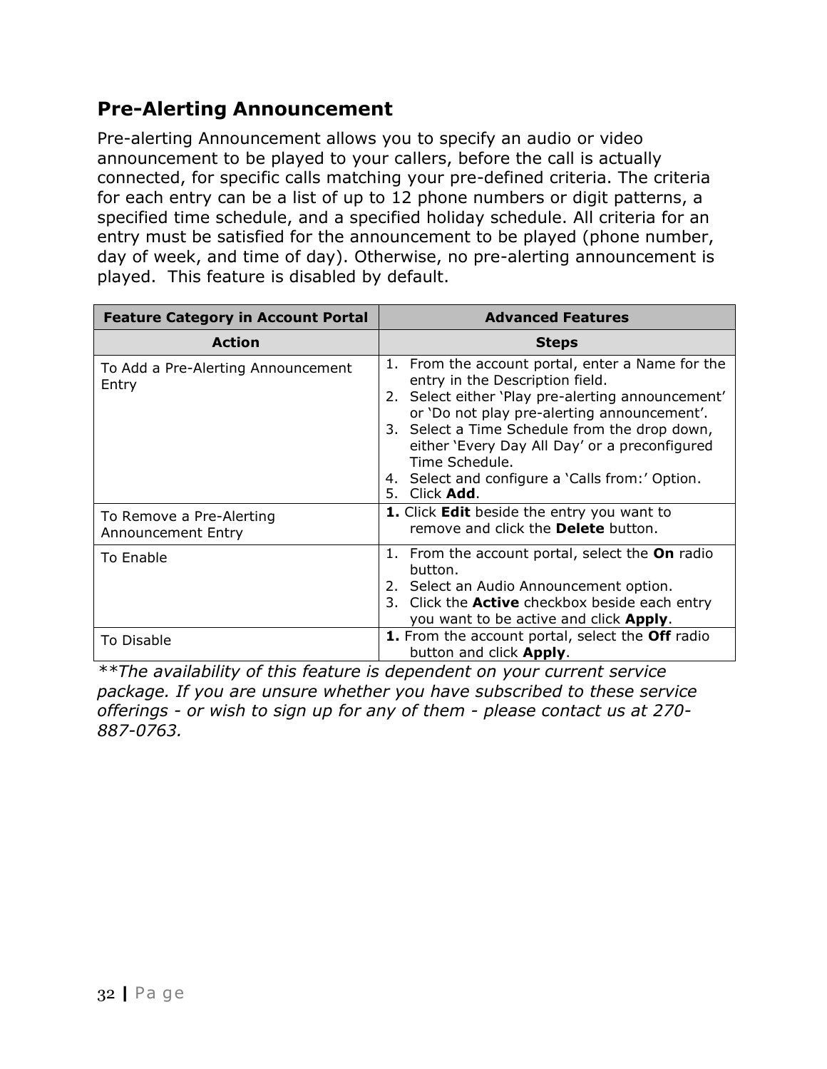## Pre-Alerting Announcement

Pre-alerting Announcement allows you to specify an audio or video announcement to be played to your callers, before the call is actually connected, for specific calls matching your pre-defined criteria. The criteria for each entry can be a list of up to 12 phone numbers or digit patterns, a specified time schedule, and a specified holiday schedule. All criteria for an entry must be satisfied for the announcement to be played (phone number, day of week, and time of day). Otherwise, no pre-alerting announcement is played. This feature is disabled by default.

| **Feature Category in Account Portal** | **Advanced Features** |
|---|---|
| **Action** | **Steps** |
| To Add a Pre-Alerting Announcement Entry | 1. From the account portal, enter a Name for the entry in the Description field.<br>2. Select either 'Play pre-alerting announcement' or 'Do not play pre-alerting announcement'.<br>3. Select a Time Schedule from the drop down, either 'Every Day All Day' or a preconfigured Time Schedule.<br>4. Select and configure a 'Calls from:' Option.<br>5. Click **Add**. |
| To Remove a Pre-Alerting Announcement Entry | **1.** Click **Edit** beside the entry you want to remove and click the **Delete** button. |
| To Enable | 1. From the account portal, select the **On** radio button.<br>2. Select an Audio Announcement option.<br>3. Click the **Active** checkbox beside each entry you want to be active and click **Apply**. |
| To Disable | **1.** From the account portal, select the **Off** radio button and click **Apply**. |

*\*\*The availability of this feature is dependent on your current service package. If you are unsure whether you have subscribed to these service offerings - or wish to sign up for any of them - please contact us at 270-887-0763.*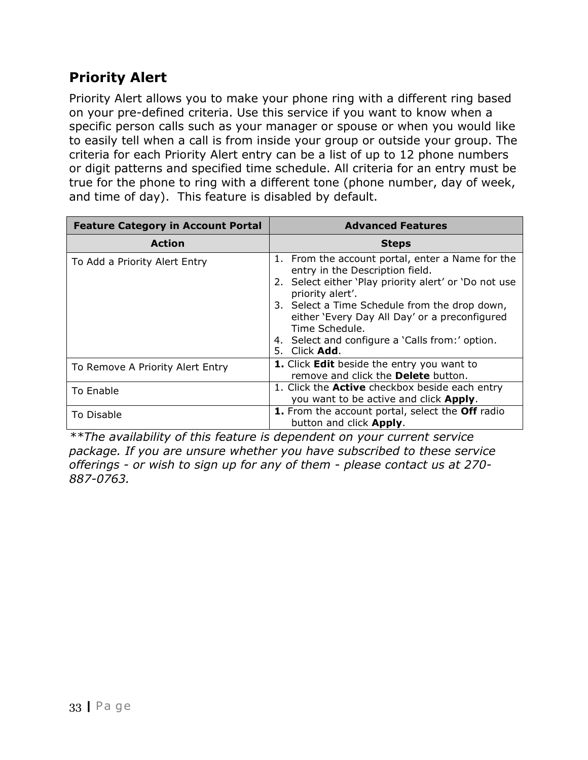## Priority Alert

Priority Alert allows you to make your phone ring with a different ring based on your pre-defined criteria. Use this service if you want to know when a specific person calls such as your manager or spouse or when you would like to easily tell when a call is from inside your group or outside your group. The criteria for each Priority Alert entry can be a list of up to 12 phone numbers or digit patterns and specified time schedule. All criteria for an entry must be true for the phone to ring with a different tone (phone number, day of week, and time of day). This feature is disabled by default.

| **Feature Category in Account Portal** | **Advanced Features** |
| --- | --- |
| **Action** | **Steps** |
| To Add a Priority Alert Entry | 1. From the account portal, enter a Name for the entry in the Description field.<br>2. Select either 'Play priority alert' or 'Do not use priority alert'.<br>3. Select a Time Schedule from the drop down, either 'Every Day All Day' or a preconfigured Time Schedule.<br>4. Select and configure a 'Calls from:' option.<br>5. Click **Add**. |
| To Remove A Priority Alert Entry | **1.** Click **Edit** beside the entry you want to remove and click the **Delete** button. |
| To Enable | 1. Click the **Active** checkbox beside each entry you want to be active and click **Apply**. |
| To Disable | **1.** From the account portal, select the **Off** radio button and click **Apply**. |

*\*\*The availability of this feature is dependent on your current service package. If you are unsure whether you have subscribed to these service offerings - or wish to sign up for any of them - please contact us at 270-887-0763.*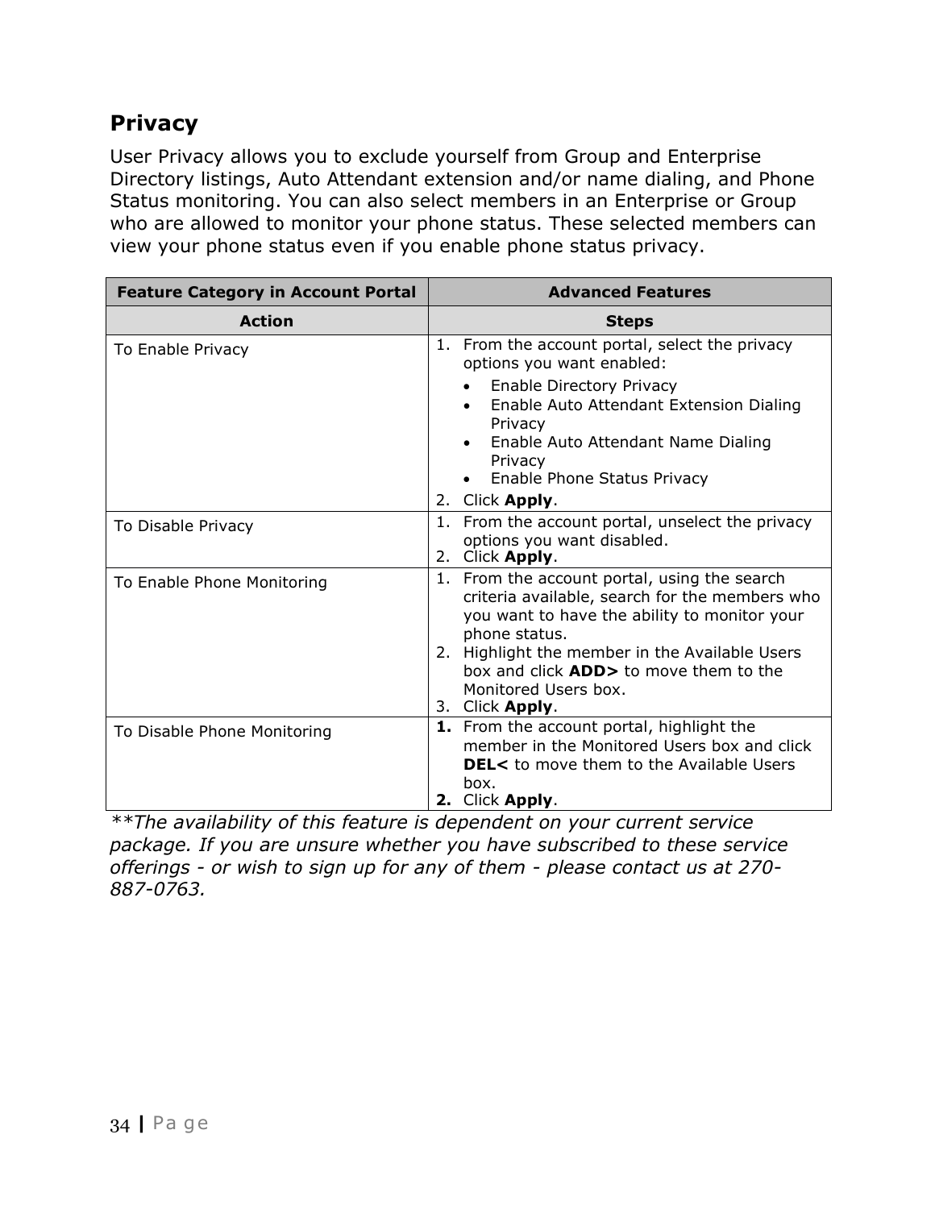## Privacy

User Privacy allows you to exclude yourself from Group and Enterprise Directory listings, Auto Attendant extension and/or name dialing, and Phone Status monitoring. You can also select members in an Enterprise or Group who are allowed to monitor your phone status. These selected members can view your phone status even if you enable phone status privacy.

| Feature Category in Account Portal | Advanced Features |
|---|---|
| **Action** | **Steps** |
| To Enable Privacy | 1. From the account portal, select the privacy options you want enabled:<br>• Enable Directory Privacy<br>• Enable Auto Attendant Extension Dialing Privacy<br>• Enable Auto Attendant Name Dialing Privacy<br>• Enable Phone Status Privacy<br>2. Click **Apply**. |
| To Disable Privacy | 1. From the account portal, unselect the privacy options you want disabled.<br>2. Click **Apply**. |
| To Enable Phone Monitoring | 1. From the account portal, using the search criteria available, search for the members who you want to have the ability to monitor your phone status.<br>2. Highlight the member in the Available Users box and click **ADD>** to move them to the Monitored Users box.<br>3. Click **Apply**. |
| To Disable Phone Monitoring | **1.** From the account portal, highlight the member in the Monitored Users box and click **DEL<** to move them to the Available Users box.<br>**2.** Click **Apply**. |

*\*\*The availability of this feature is dependent on your current service package. If you are unsure whether you have subscribed to these service offerings - or wish to sign up for any of them - please contact us at 270-887-0763.*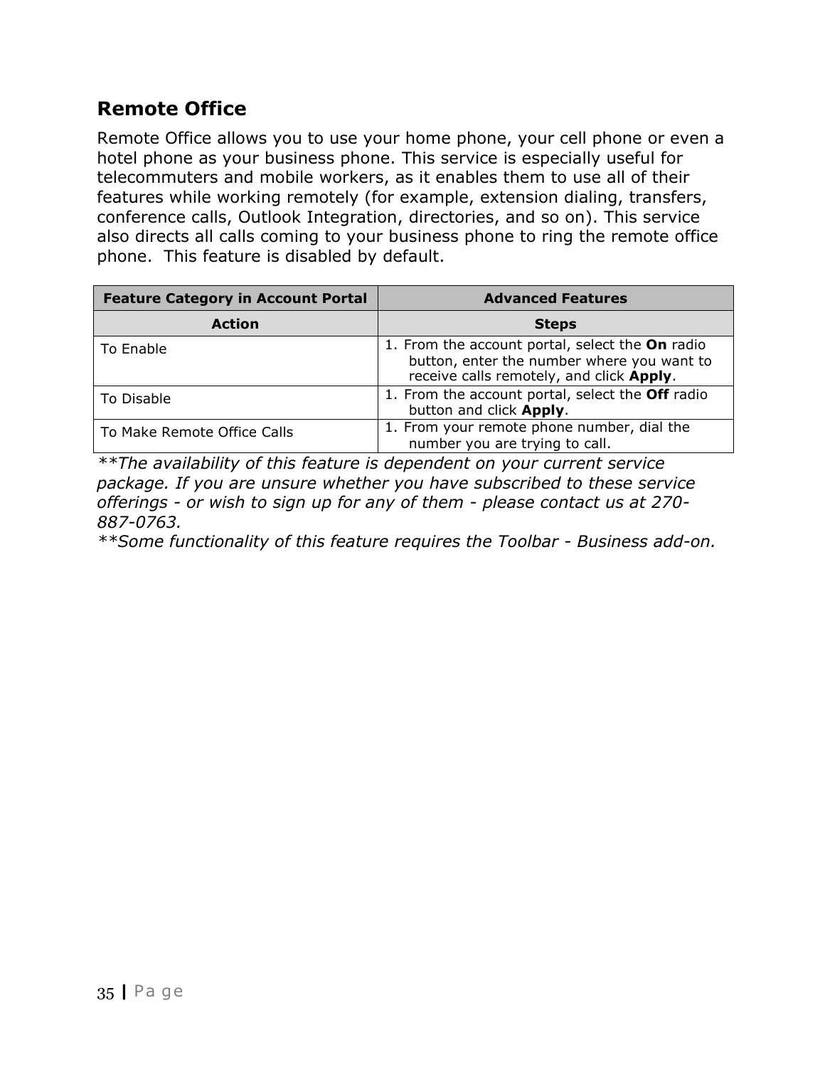## Remote Office

Remote Office allows you to use your home phone, your cell phone or even a hotel phone as your business phone. This service is especially useful for telecommuters and mobile workers, as it enables them to use all of their features while working remotely (for example, extension dialing, transfers, conference calls, Outlook Integration, directories, and so on). This service also directs all calls coming to your business phone to ring the remote office phone. This feature is disabled by default.

| **Feature Category in Account Portal** | **Advanced Features** |
|---|---|
| **Action** | **Steps** |
| To Enable | 1. From the account portal, select the **On** radio button, enter the number where you want to receive calls remotely, and click **Apply**. |
| To Disable | 1. From the account portal, select the **Off** radio button and click **Apply**. |
| To Make Remote Office Calls | 1. From your remote phone number, dial the number you are trying to call. |

*\*\*The availability of this feature is dependent on your current service package. If you are unsure whether you have subscribed to these service offerings - or wish to sign up for any of them - please contact us at 270-887-0763.*

*\*\*Some functionality of this feature requires the Toolbar - Business add-on.*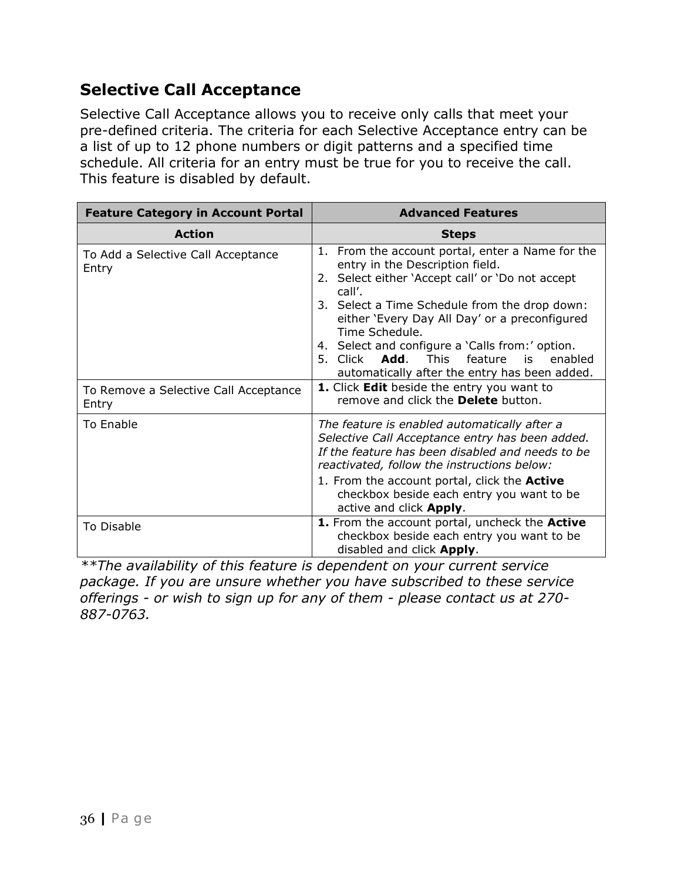## Selective Call Acceptance

Selective Call Acceptance allows you to receive only calls that meet your pre-defined criteria. The criteria for each Selective Acceptance entry can be a list of up to 12 phone numbers or digit patterns and a specified time schedule. All criteria for an entry must be true for you to receive the call. This feature is disabled by default.

| **Feature Category in Account Portal** | **Advanced Features** |
|---|---|
| **Action** | **Steps** |
| To Add a Selective Call Acceptance Entry | 1. From the account portal, enter a Name for the entry in the Description field.<br>2. Select either 'Accept call' or 'Do not accept call'.<br>3. Select a Time Schedule from the drop down: either 'Every Day All Day' or a preconfigured Time Schedule.<br>4. Select and configure a 'Calls from:' option.<br>5. Click **Add**. This feature is enabled automatically after the entry has been added. |
| To Remove a Selective Call Acceptance Entry | **1.** Click **Edit** beside the entry you want to remove and click the **Delete** button. |
| To Enable | *The feature is enabled automatically after a Selective Call Acceptance entry has been added. If the feature has been disabled and needs to be reactivated, follow the instructions below:*<br>1. From the account portal, click the **Active** checkbox beside each entry you want to be active and click **Apply**. |
| To Disable | **1.** From the account portal, uncheck the **Active** checkbox beside each entry you want to be disabled and click **Apply**. |

*\*\*The availability of this feature is dependent on your current service package. If you are unsure whether you have subscribed to these service offerings - or wish to sign up for any of them - please contact us at 270-887-0763.*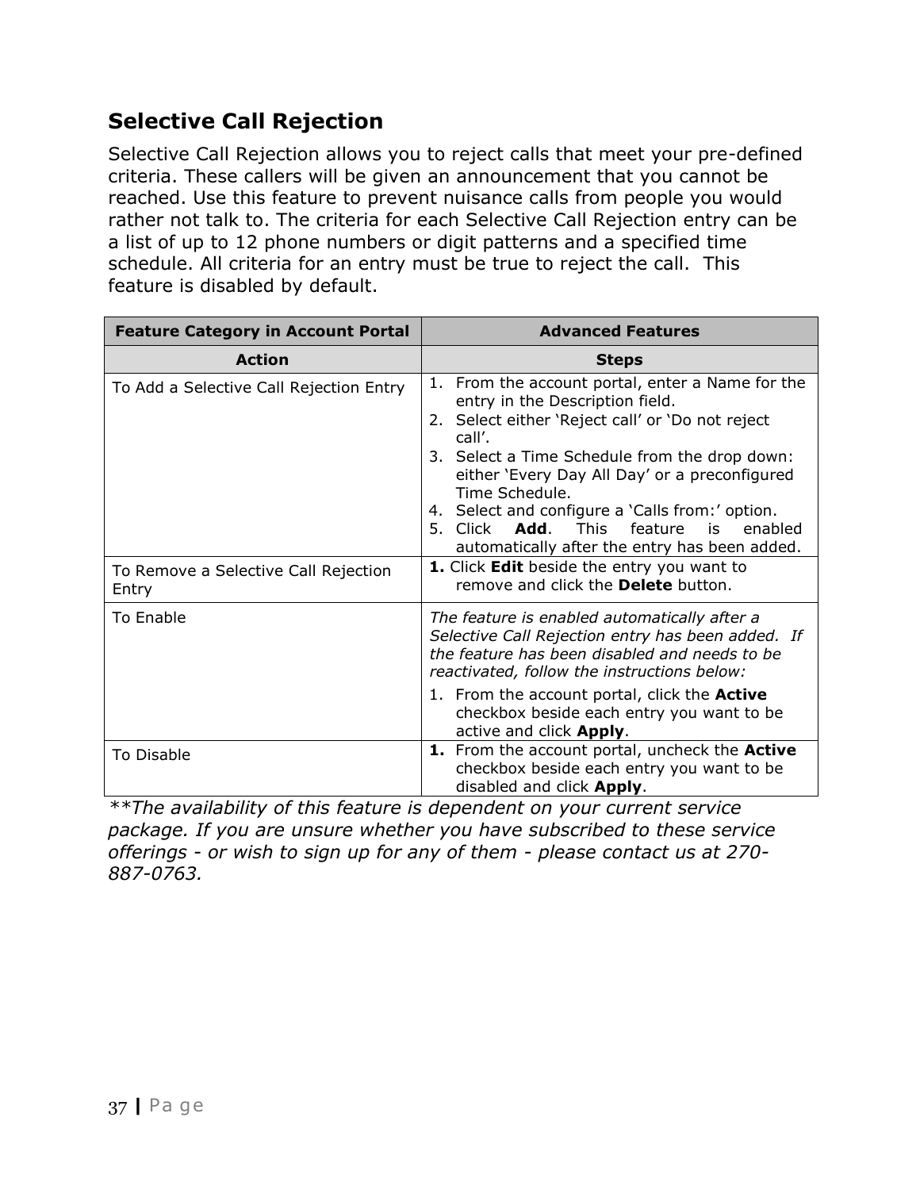## Selective Call Rejection

Selective Call Rejection allows you to reject calls that meet your pre-defined criteria. These callers will be given an announcement that you cannot be reached. Use this feature to prevent nuisance calls from people you would rather not talk to. The criteria for each Selective Call Rejection entry can be a list of up to 12 phone numbers or digit patterns and a specified time schedule. All criteria for an entry must be true to reject the call. This feature is disabled by default.

| **Feature Category in Account Portal** | **Advanced Features** |
|---|---|
| **Action** | **Steps** |
| To Add a Selective Call Rejection Entry | 1. From the account portal, enter a Name for the entry in the Description field.<br>2. Select either 'Reject call' or 'Do not reject call'.<br>3. Select a Time Schedule from the drop down: either 'Every Day All Day' or a preconfigured Time Schedule.<br>4. Select and configure a 'Calls from:' option.<br>5. Click **Add**. This feature is enabled automatically after the entry has been added. |
| To Remove a Selective Call Rejection Entry | **1.** Click **Edit** beside the entry you want to remove and click the **Delete** button. |
| To Enable | *The feature is enabled automatically after a Selective Call Rejection entry has been added. If the feature has been disabled and needs to be reactivated, follow the instructions below:*<br>1. From the account portal, click the **Active** checkbox beside each entry you want to be active and click **Apply**. |
| To Disable | **1.** From the account portal, uncheck the **Active** checkbox beside each entry you want to be disabled and click **Apply**. |

*\*\*The availability of this feature is dependent on your current service package. If you are unsure whether you have subscribed to these service offerings - or wish to sign up for any of them - please contact us at 270-887-0763.*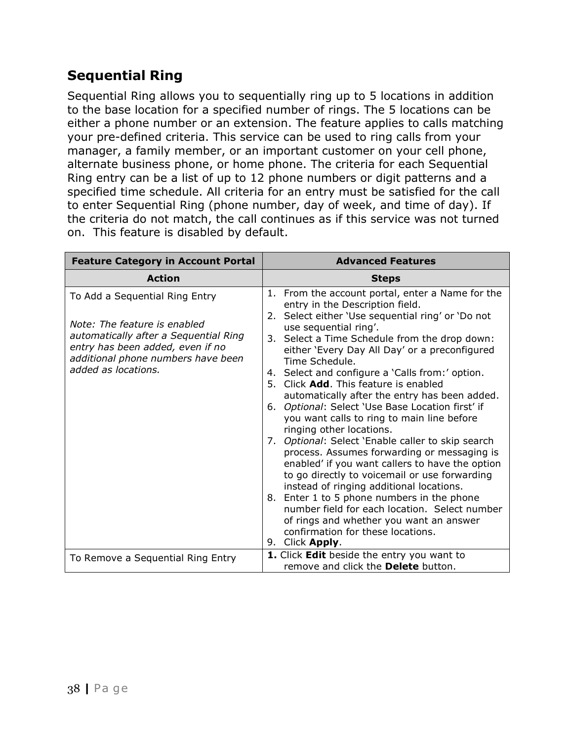## Sequential Ring

Sequential Ring allows you to sequentially ring up to 5 locations in addition to the base location for a specified number of rings. The 5 locations can be either a phone number or an extension. The feature applies to calls matching your pre-defined criteria. This service can be used to ring calls from your manager, a family member, or an important customer on your cell phone, alternate business phone, or home phone. The criteria for each Sequential Ring entry can be a list of up to 12 phone numbers or digit patterns and a specified time schedule. All criteria for an entry must be satisfied for the call to enter Sequential Ring (phone number, day of week, and time of day). If the criteria do not match, the call continues as if this service was not turned on. This feature is disabled by default.

| **Feature Category in Account Portal** | **Advanced Features** |
| --- | --- |
| **Action** | **Steps** |
| To Add a Sequential Ring Entry<br><br>*Note: The feature is enabled automatically after a Sequential Ring entry has been added, even if no additional phone numbers have been added as locations.* | 1. From the account portal, enter a Name for the entry in the Description field.<br>2. Select either 'Use sequential ring' or 'Do not use sequential ring'.<br>3. Select a Time Schedule from the drop down: either 'Every Day All Day' or a preconfigured Time Schedule.<br>4. Select and configure a 'Calls from:' option.<br>5. Click **Add**. This feature is enabled automatically after the entry has been added.<br>6. *Optional*: Select 'Use Base Location first' if you want calls to ring to main line before ringing other locations.<br>7. *Optional*: Select 'Enable caller to skip search process. Assumes forwarding or messaging is enabled' if you want callers to have the option to go directly to voicemail or use forwarding instead of ringing additional locations.<br>8. Enter 1 to 5 phone numbers in the phone number field for each location. Select number of rings and whether you want an answer confirmation for these locations.<br>9. Click **Apply**. |
| To Remove a Sequential Ring Entry | **1.** Click **Edit** beside the entry you want to remove and click the **Delete** button. |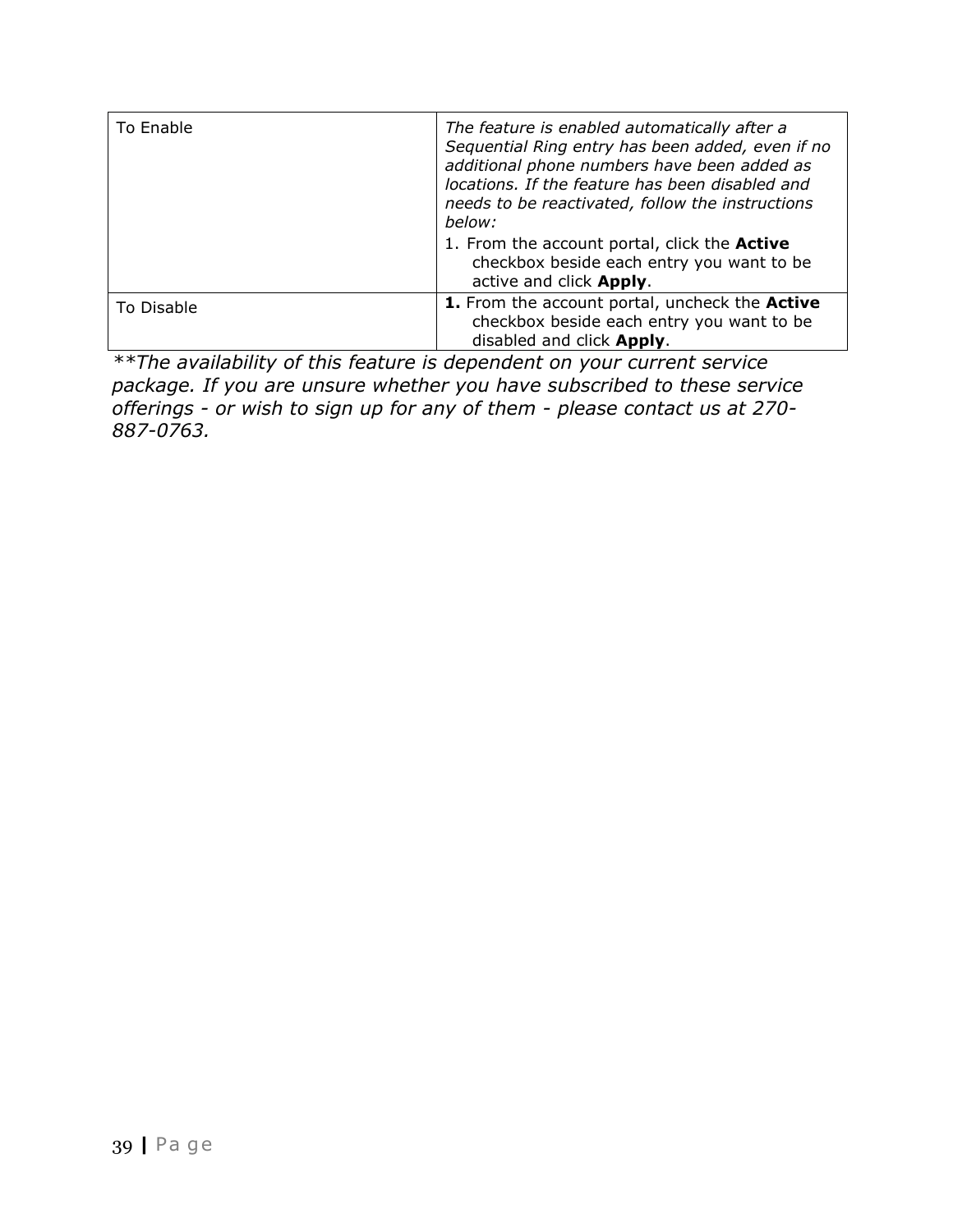| To Enable | *The feature is enabled automatically after a Sequential Ring entry has been added, even if no additional phone numbers have been added as locations. If the feature has been disabled and needs to be reactivated, follow the instructions below:*<br>1. From the account portal, click the **Active** checkbox beside each entry you want to be active and click **Apply**. |
|---|---|
| To Disable | **1.** From the account portal, uncheck the **Active** checkbox beside each entry you want to be disabled and click **Apply**. |

*\*\*The availability of this feature is dependent on your current service package. If you are unsure whether you have subscribed to these service offerings - or wish to sign up for any of them - please contact us at 270-887-0763.*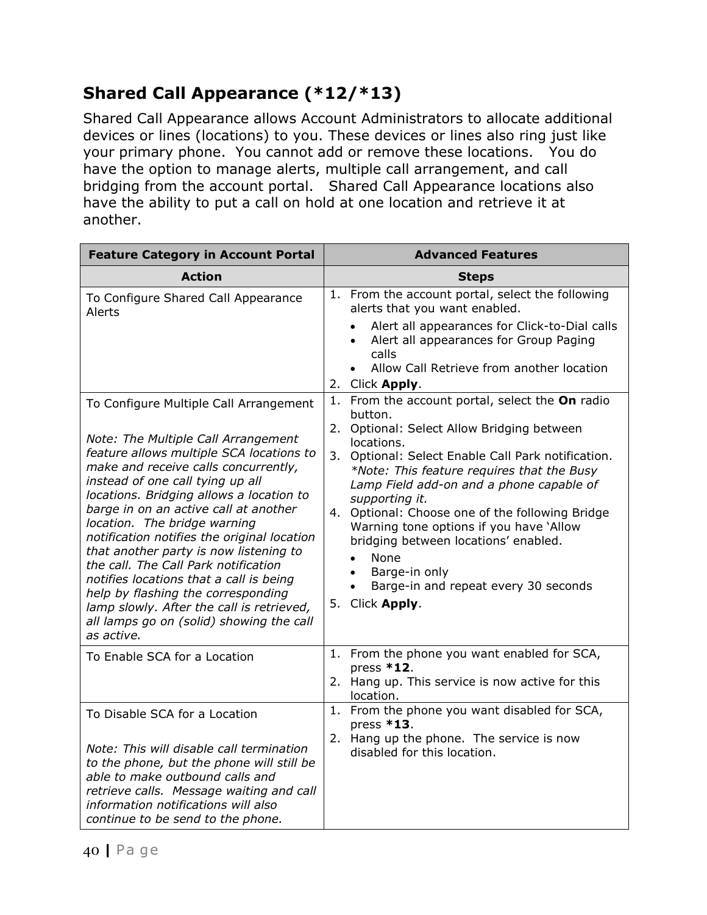## Shared Call Appearance (*12/*13)

Shared Call Appearance allows Account Administrators to allocate additional devices or lines (locations) to you. These devices or lines also ring just like your primary phone. You cannot add or remove these locations. You do have the option to manage alerts, multiple call arrangement, and call bridging from the account portal. Shared Call Appearance locations also have the ability to put a call on hold at one location and retrieve it at another.

| Feature Category in Account Portal | Advanced Features |
|---|---|
| **Action** | **Steps** |
| To Configure Shared Call Appearance Alerts | 1. From the account portal, select the following alerts that you want enabled.<br>• Alert all appearances for Click-to-Dial calls<br>• Alert all appearances for Group Paging calls<br>• Allow Call Retrieve from another location<br>2. Click **Apply**. |
| To Configure Multiple Call Arrangement<br><br>*Note: The Multiple Call Arrangement feature allows multiple SCA locations to make and receive calls concurrently, instead of one call tying up all locations. Bridging allows a location to barge in on an active call at another location. The bridge warning notification notifies the original location that another party is now listening to the call. The Call Park notification notifies locations that a call is being help by flashing the corresponding lamp slowly. After the call is retrieved, all lamps go on (solid) showing the call as active.* | 1. From the account portal, select the **On** radio button.<br>2. Optional: Select Allow Bridging between locations.<br>3. Optional: Select Enable Call Park notification. *\*Note: This feature requires that the Busy Lamp Field add-on and a phone capable of supporting it.*<br>4. Optional: Choose one of the following Bridge Warning tone options if you have 'Allow bridging between locations' enabled.<br>• None<br>• Barge-in only<br>• Barge-in and repeat every 30 seconds<br>5. Click **Apply**. |
| To Enable SCA for a Location | 1. From the phone you want enabled for SCA, press ***12**.<br>2. Hang up. This service is now active for this location. |
| To Disable SCA for a Location<br><br>*Note: This will disable call termination to the phone, but the phone will still be able to make outbound calls and retrieve calls. Message waiting and call information notifications will also continue to be send to the phone.* | 1. From the phone you want disabled for SCA, press ***13**.<br>2. Hang up the phone. The service is now disabled for this location. |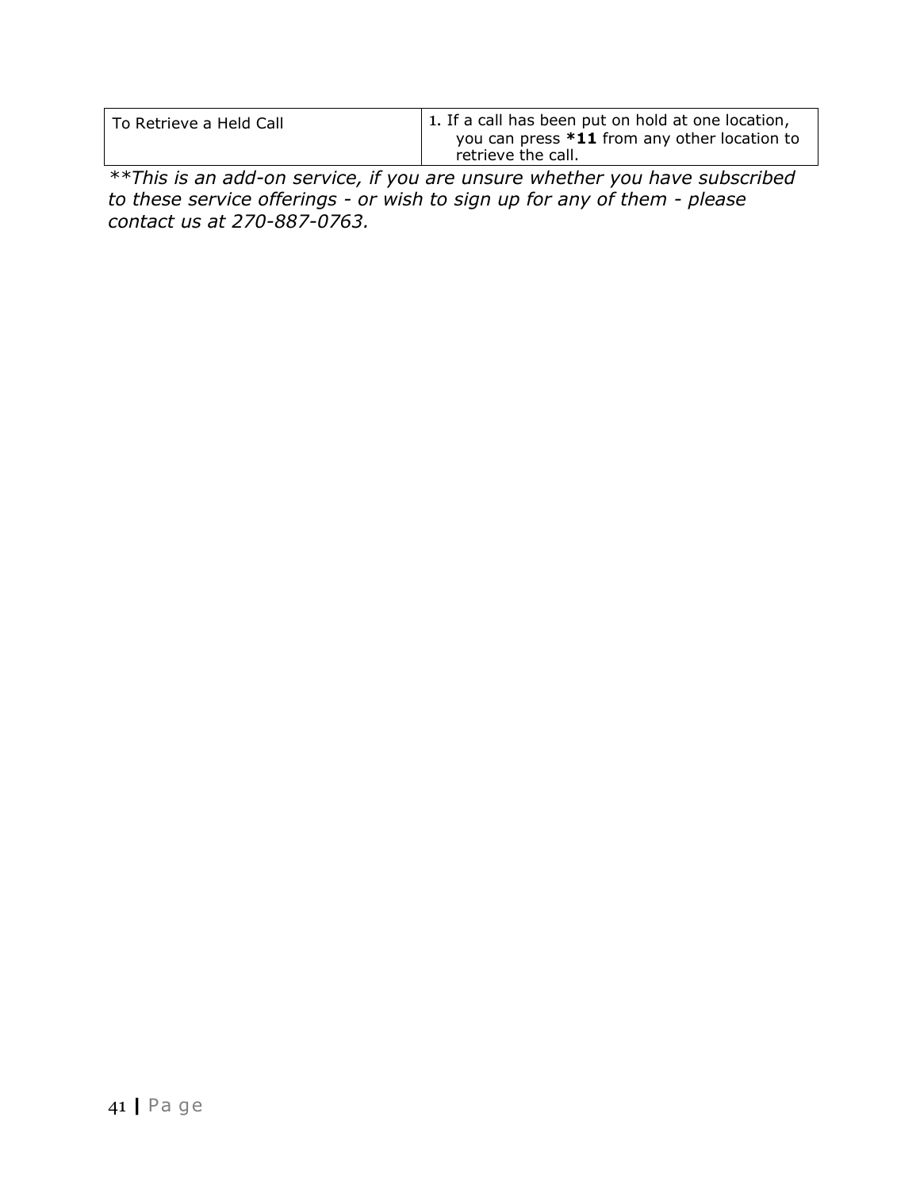| To Retrieve a Held Call | 1. If a call has been put on hold at one location, you can press **\*11** from any other location to retrieve the call. |
|---|---|

*\*\*This is an add-on service, if you are unsure whether you have subscribed to these service offerings - or wish to sign up for any of them - please contact us at 270-887-0763.*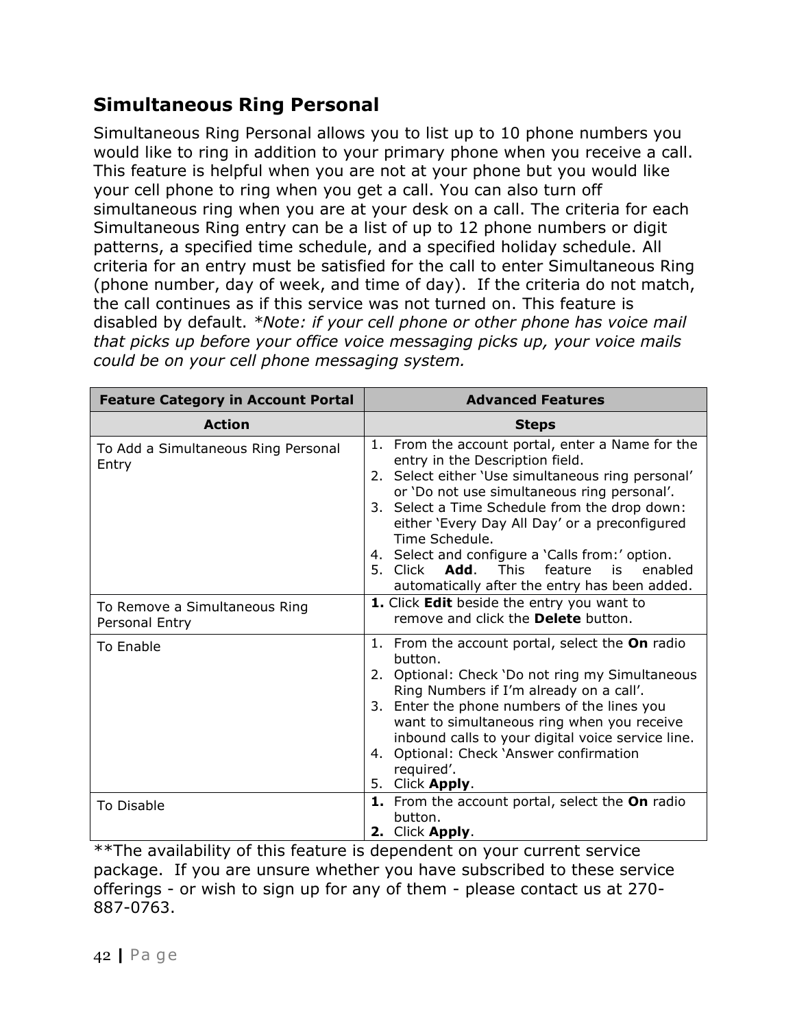## Simultaneous Ring Personal

Simultaneous Ring Personal allows you to list up to 10 phone numbers you would like to ring in addition to your primary phone when you receive a call. This feature is helpful when you are not at your phone but you would like your cell phone to ring when you get a call. You can also turn off simultaneous ring when you are at your desk on a call. The criteria for each Simultaneous Ring entry can be a list of up to 12 phone numbers or digit patterns, a specified time schedule, and a specified holiday schedule. All criteria for an entry must be satisfied for the call to enter Simultaneous Ring (phone number, day of week, and time of day). If the criteria do not match, the call continues as if this service was not turned on. This feature is disabled by default. **Note: if your cell phone or other phone has voice mail that picks up before your office voice messaging picks up, your voice mails could be on your cell phone messaging system.*

| **Feature Category in Account Portal** | **Advanced Features** |
|---|---|
| **Action** | **Steps** |
| To Add a Simultaneous Ring Personal Entry | 1. From the account portal, enter a Name for the entry in the Description field.<br>2. Select either 'Use simultaneous ring personal' or 'Do not use simultaneous ring personal'.<br>3. Select a Time Schedule from the drop down: either 'Every Day All Day' or a preconfigured Time Schedule.<br>4. Select and configure a 'Calls from:' option.<br>5. Click **Add**. This feature is enabled automatically after the entry has been added. |
| To Remove a Simultaneous Ring Personal Entry | **1.** Click **Edit** beside the entry you want to remove and click the **Delete** button. |
| To Enable | 1. From the account portal, select the **On** radio button.<br>2. Optional: Check 'Do not ring my Simultaneous Ring Numbers if I'm already on a call'.<br>3. Enter the phone numbers of the lines you want to simultaneous ring when you receive inbound calls to your digital voice service line.<br>4. Optional: Check 'Answer confirmation required'.<br>5. Click **Apply**. |
| To Disable | **1.** From the account portal, select the **On** radio button.<br>**2.** Click **Apply**. |

**The availability of this feature is dependent on your current service package. If you are unsure whether you have subscribed to these service offerings - or wish to sign up for any of them - please contact us at 270-887-0763.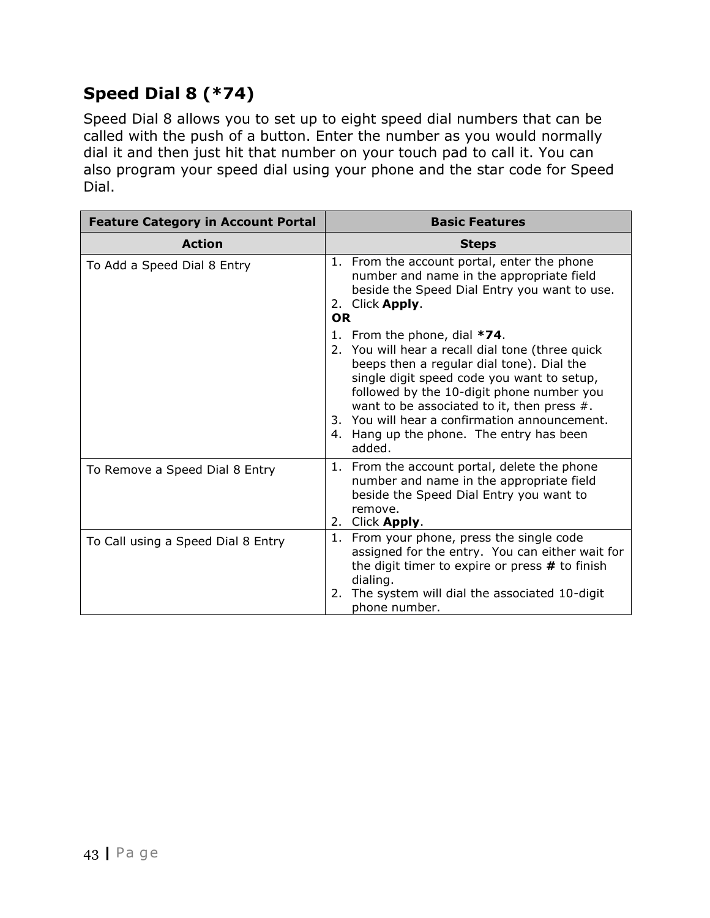## Speed Dial 8 (*74)

Speed Dial 8 allows you to set up to eight speed dial numbers that can be called with the push of a button. Enter the number as you would normally dial it and then just hit that number on your touch pad to call it. You can also program your speed dial using your phone and the star code for Speed Dial.

| **Feature Category in Account Portal** | **Basic Features** |
|---|---|
| **Action** | **Steps** |
| To Add a Speed Dial 8 Entry | 1. From the account portal, enter the phone number and name in the appropriate field beside the Speed Dial Entry you want to use.<br>2. Click **Apply**.<br>**OR**<br>1. From the phone, dial ***74**.<br>2. You will hear a recall dial tone (three quick beeps then a regular dial tone). Dial the single digit speed code you want to setup, followed by the 10-digit phone number you want to be associated to it, then press #.<br>3. You will hear a confirmation announcement.<br>4. Hang up the phone. The entry has been added. |
| To Remove a Speed Dial 8 Entry | 1. From the account portal, delete the phone number and name in the appropriate field beside the Speed Dial Entry you want to remove.<br>2. Click **Apply**. |
| To Call using a Speed Dial 8 Entry | 1. From your phone, press the single code assigned for the entry. You can either wait for the digit timer to expire or press **#** to finish dialing.<br>2. The system will dial the associated 10-digit phone number. |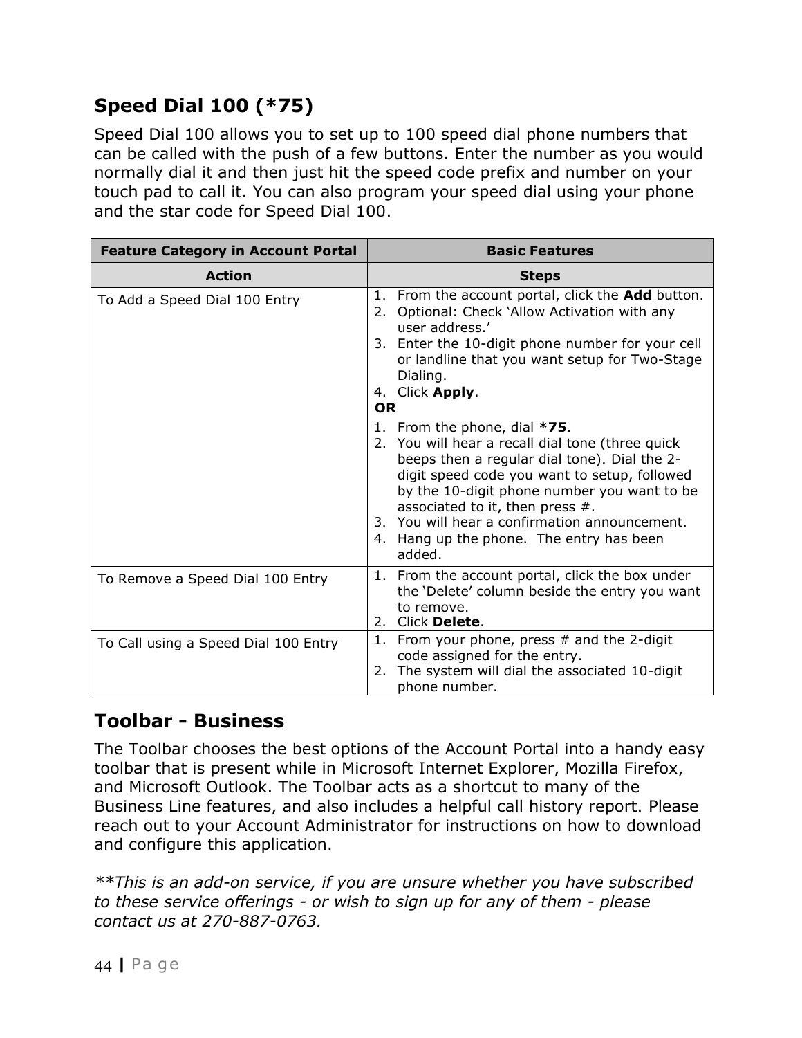## Speed Dial 100 (*75)

Speed Dial 100 allows you to set up to 100 speed dial phone numbers that can be called with the push of a few buttons. Enter the number as you would normally dial it and then just hit the speed code prefix and number on your touch pad to call it. You can also program your speed dial using your phone and the star code for Speed Dial 100.

| Feature Category in Account Portal | Basic Features |
|---|---|
| **Action** | **Steps** |
| To Add a Speed Dial 100 Entry | 1. From the account portal, click the **Add** button.<br>2. Optional: Check 'Allow Activation with any user address.'<br>3. Enter the 10-digit phone number for your cell or landline that you want setup for Two-Stage Dialing.<br>4. Click **Apply**.<br>**OR**<br>1. From the phone, dial ***75**.<br>2. You will hear a recall dial tone (three quick beeps then a regular dial tone). Dial the 2-digit speed code you want to setup, followed by the 10-digit phone number you want to be associated to it, then press #.<br>3. You will hear a confirmation announcement.<br>4. Hang up the phone. The entry has been added. |
| To Remove a Speed Dial 100 Entry | 1. From the account portal, click the box under the 'Delete' column beside the entry you want to remove.<br>2. Click **Delete**. |
| To Call using a Speed Dial 100 Entry | 1. From your phone, press # and the 2-digit code assigned for the entry.<br>2. The system will dial the associated 10-digit phone number. |

## Toolbar - Business

The Toolbar chooses the best options of the Account Portal into a handy easy toolbar that is present while in Microsoft Internet Explorer, Mozilla Firefox, and Microsoft Outlook. The Toolbar acts as a shortcut to many of the Business Line features, and also includes a helpful call history report. Please reach out to your Account Administrator for instructions on how to download and configure this application.

*\*\*This is an add-on service, if you are unsure whether you have subscribed to these service offerings - or wish to sign up for any of them - please contact us at 270-887-0763.*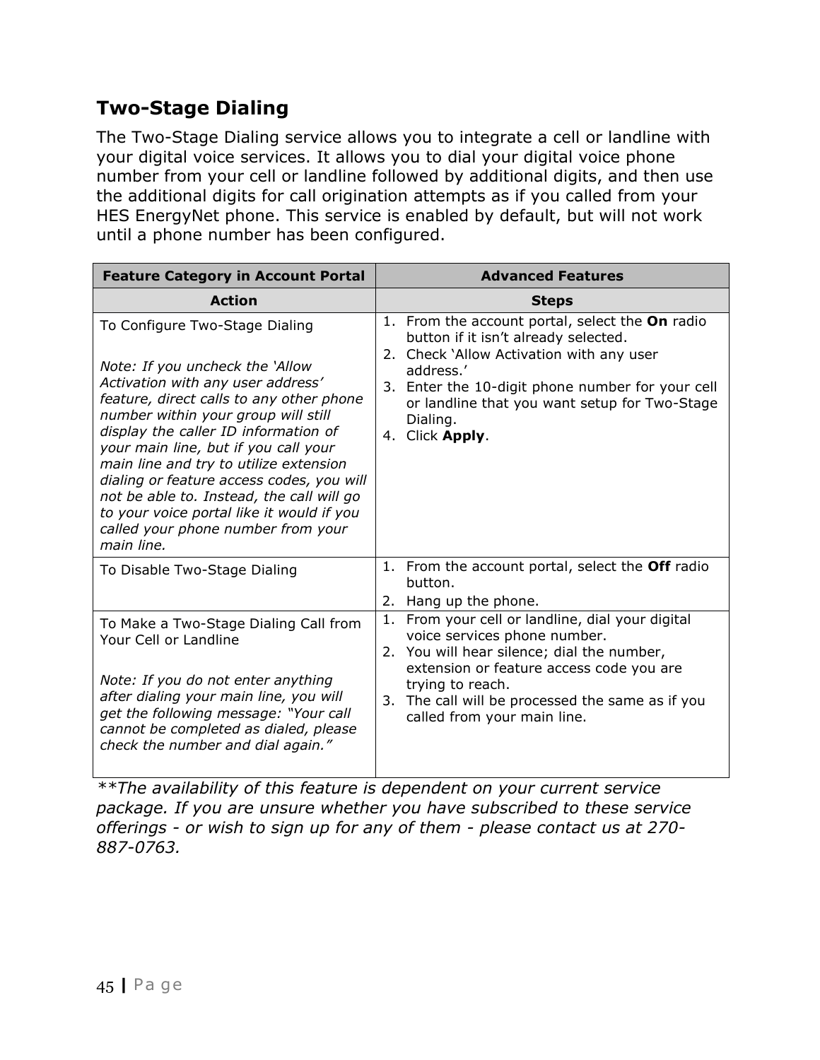## Two-Stage Dialing

The Two-Stage Dialing service allows you to integrate a cell or landline with your digital voice services. It allows you to dial your digital voice phone number from your cell or landline followed by additional digits, and then use the additional digits for call origination attempts as if you called from your HES EnergyNet phone. This service is enabled by default, but will not work until a phone number has been configured.

| Feature Category in Account Portal | Advanced Features |
|---|---|
| **Action** | **Steps** |
| To Configure Two-Stage Dialing<br><br>*Note: If you uncheck the 'Allow Activation with any user address' feature, direct calls to any other phone number within your group will still display the caller ID information of your main line, but if you call your main line and try to utilize extension dialing or feature access codes, you will not be able to. Instead, the call will go to your voice portal like it would if you called your phone number from your main line.* | 1. From the account portal, select the **On** radio button if it isn't already selected.<br>2. Check 'Allow Activation with any user address.'<br>3. Enter the 10-digit phone number for your cell or landline that you want setup for Two-Stage Dialing.<br>4. Click **Apply**. |
| To Disable Two-Stage Dialing | 1. From the account portal, select the **Off** radio button.<br>2. Hang up the phone. |
| To Make a Two-Stage Dialing Call from Your Cell or Landline<br><br>*Note: If you do not enter anything after dialing your main line, you will get the following message: "Your call cannot be completed as dialed, please check the number and dial again."* | 1. From your cell or landline, dial your digital voice services phone number.<br>2. You will hear silence; dial the number, extension or feature access code you are trying to reach.<br>3. The call will be processed the same as if you called from your main line. |

*\*\*The availability of this feature is dependent on your current service package. If you are unsure whether you have subscribed to these service offerings - or wish to sign up for any of them - please contact us at 270-887-0763.*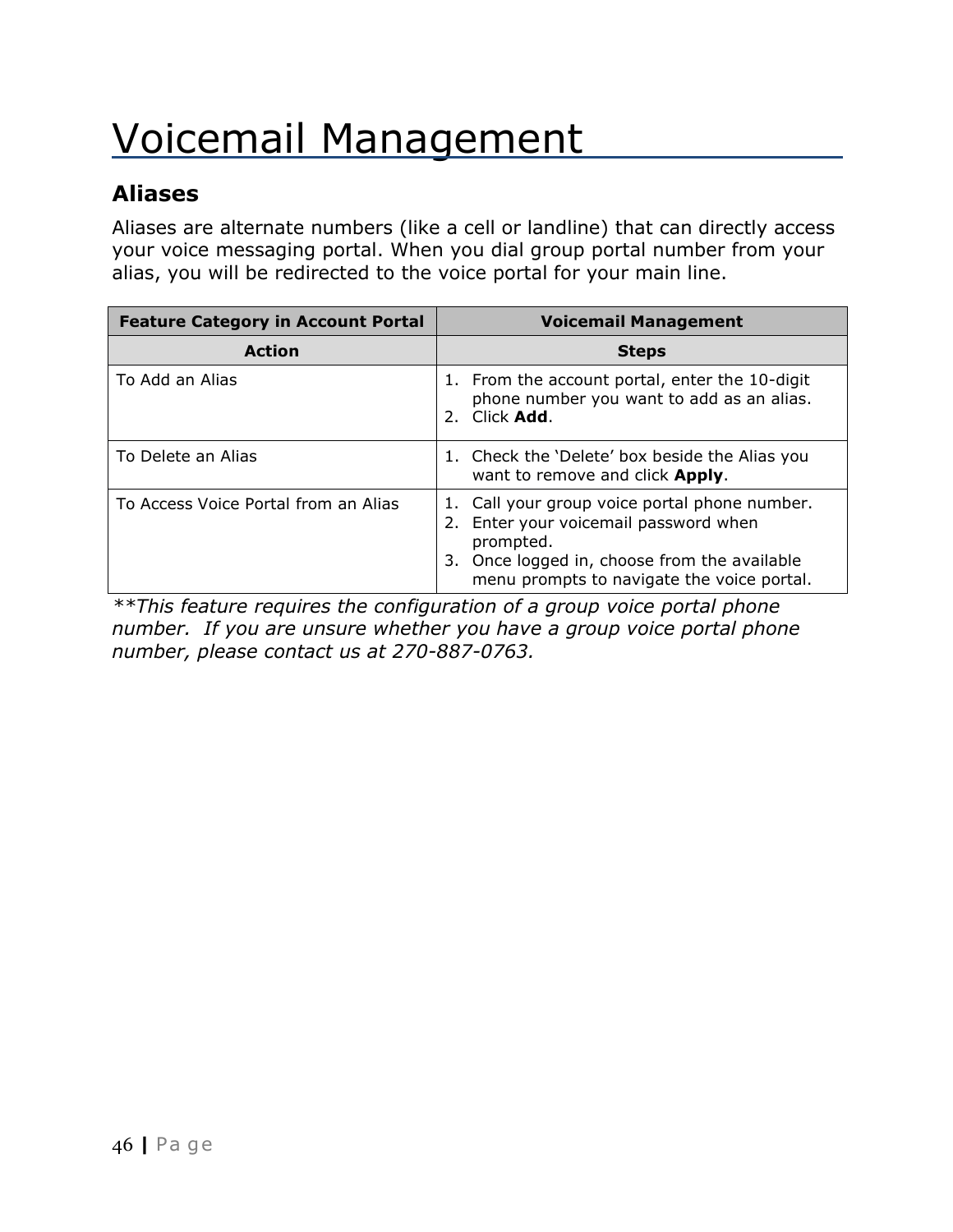# Voicemail Management

## Aliases

Aliases are alternate numbers (like a cell or landline) that can directly access your voice messaging portal. When you dial group portal number from your alias, you will be redirected to the voice portal for your main line.

| Feature Category in Account Portal | Voicemail Management |
|---|---|
| **Action** | **Steps** |
| To Add an Alias | 1. From the account portal, enter the 10-digit phone number you want to add as an alias.<br>2. Click **Add**. |
| To Delete an Alias | 1. Check the 'Delete' box beside the Alias you want to remove and click **Apply**. |
| To Access Voice Portal from an Alias | 1. Call your group voice portal phone number.<br>2. Enter your voicemail password when prompted.<br>3. Once logged in, choose from the available menu prompts to navigate the voice portal. |

*\*\*This feature requires the configuration of a group voice portal phone number. If you are unsure whether you have a group voice portal phone number, please contact us at 270-887-0763.*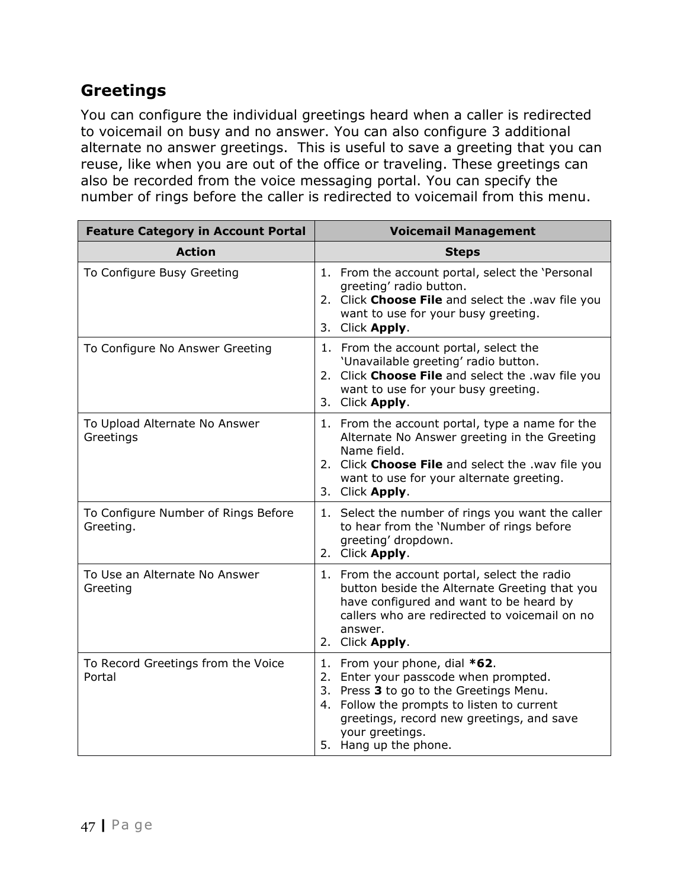## Greetings

You can configure the individual greetings heard when a caller is redirected to voicemail on busy and no answer. You can also configure 3 additional alternate no answer greetings. This is useful to save a greeting that you can reuse, like when you are out of the office or traveling. These greetings can also be recorded from the voice messaging portal. You can specify the number of rings before the caller is redirected to voicemail from this menu.

| **Feature Category in Account Portal** | **Voicemail Management** |
|---|---|
| **Action** | **Steps** |
| To Configure Busy Greeting | 1. From the account portal, select the 'Personal greeting' radio button.<br>2. Click **Choose File** and select the .wav file you want to use for your busy greeting.<br>3. Click **Apply**. |
| To Configure No Answer Greeting | 1. From the account portal, select the 'Unavailable greeting' radio button.<br>2. Click **Choose File** and select the .wav file you want to use for your busy greeting.<br>3. Click **Apply**. |
| To Upload Alternate No Answer Greetings | 1. From the account portal, type a name for the Alternate No Answer greeting in the Greeting Name field.<br>2. Click **Choose File** and select the .wav file you want to use for your alternate greeting.<br>3. Click **Apply**. |
| To Configure Number of Rings Before Greeting. | 1. Select the number of rings you want the caller to hear from the 'Number of rings before greeting' dropdown.<br>2. Click **Apply**. |
| To Use an Alternate No Answer Greeting | 1. From the account portal, select the radio button beside the Alternate Greeting that you have configured and want to be heard by callers who are redirected to voicemail on no answer.<br>2. Click **Apply**. |
| To Record Greetings from the Voice Portal | 1. From your phone, dial ***62**.<br>2. Enter your passcode when prompted.<br>3. Press **3** to go to the Greetings Menu.<br>4. Follow the prompts to listen to current greetings, record new greetings, and save your greetings.<br>5. Hang up the phone. |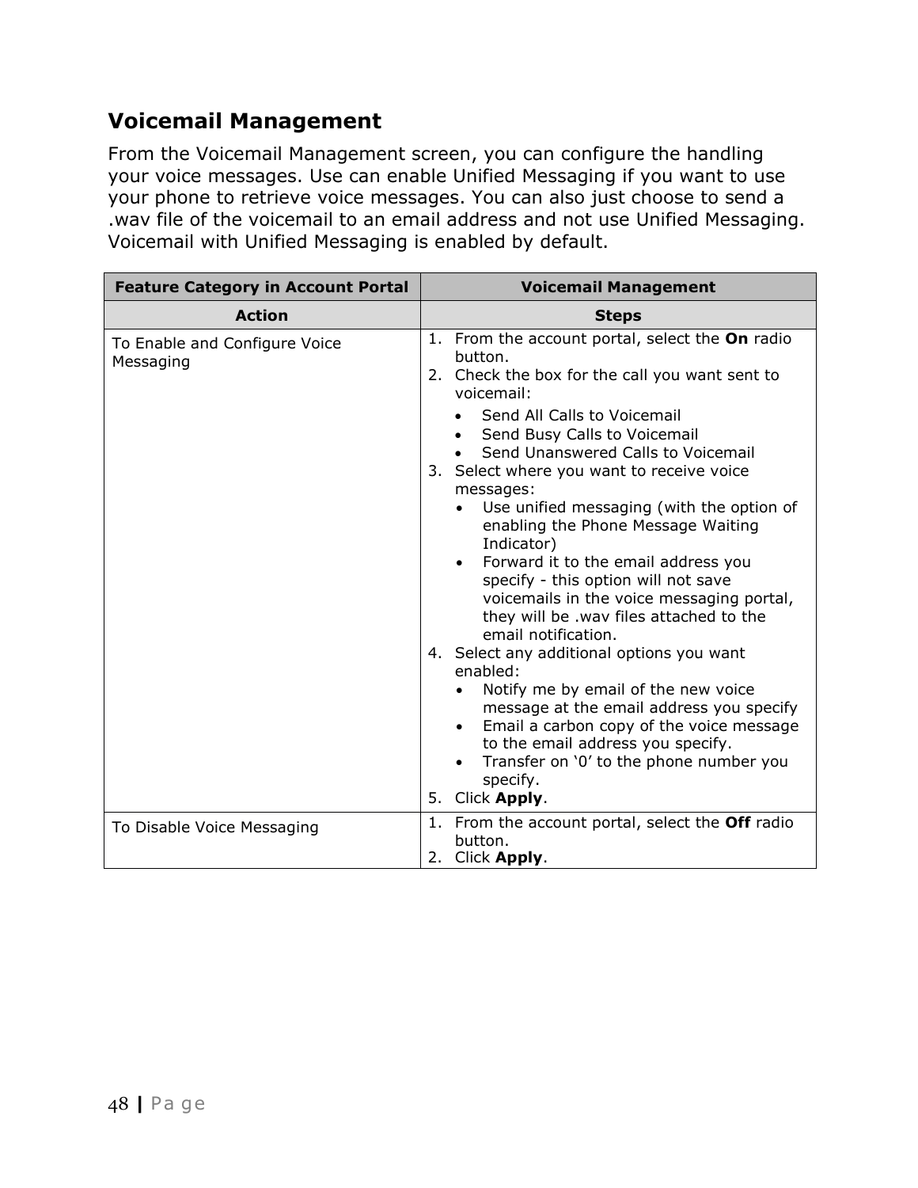## Voicemail Management

From the Voicemail Management screen, you can configure the handling your voice messages. Use can enable Unified Messaging if you want to use your phone to retrieve voice messages. You can also just choose to send a .wav file of the voicemail to an email address and not use Unified Messaging. Voicemail with Unified Messaging is enabled by default.

| **Feature Category in Account Portal** | **Voicemail Management** |
|---|---|
| **Action** | **Steps** |
| To Enable and Configure Voice Messaging | 1. From the account portal, select the **On** radio button.<br>2. Check the box for the call you want sent to voicemail:<br>• Send All Calls to Voicemail<br>• Send Busy Calls to Voicemail<br>• Send Unanswered Calls to Voicemail<br>3. Select where you want to receive voice messages:<br>• Use unified messaging (with the option of enabling the Phone Message Waiting Indicator)<br>• Forward it to the email address you specify - this option will not save voicemails in the voice messaging portal, they will be .wav files attached to the email notification.<br>4. Select any additional options you want enabled:<br>• Notify me by email of the new voice message at the email address you specify<br>• Email a carbon copy of the voice message to the email address you specify.<br>• Transfer on '0' to the phone number you specify.<br>5. Click **Apply**. |
| To Disable Voice Messaging | 1. From the account portal, select the **Off** radio button.<br>2. Click **Apply**. |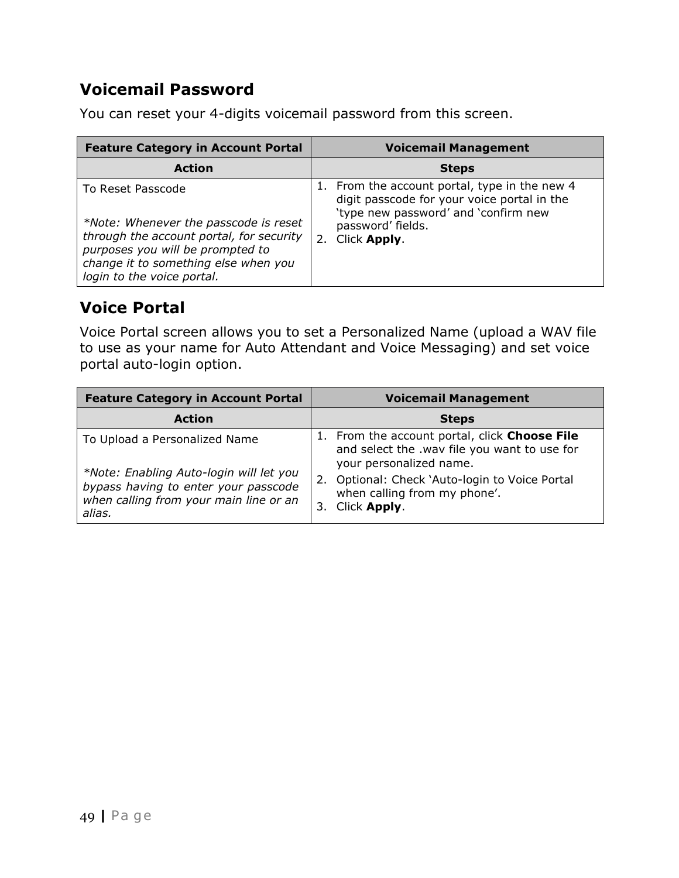## Voicemail Password

You can reset your 4-digits voicemail password from this screen.

| Feature Category in Account Portal | Voicemail Management |
|---|---|
| **Action** | **Steps** |
| To Reset Passcode<br><br>*\*Note: Whenever the passcode is reset through the account portal, for security purposes you will be prompted to change it to something else when you login to the voice portal.* | 1. From the account portal, type in the new 4 digit passcode for your voice portal in the 'type new password' and 'confirm new password' fields.<br>2. Click **Apply**. |

## Voice Portal

Voice Portal screen allows you to set a Personalized Name (upload a WAV file to use as your name for Auto Attendant and Voice Messaging) and set voice portal auto-login option.

| Feature Category in Account Portal | Voicemail Management |
|---|---|
| **Action** | **Steps** |
| To Upload a Personalized Name<br><br>*\*Note: Enabling Auto-login will let you bypass having to enter your passcode when calling from your main line or an alias.* | 1. From the account portal, click **Choose File** and select the .wav file you want to use for your personalized name.<br>2. Optional: Check 'Auto-login to Voice Portal when calling from my phone'.<br>3. Click **Apply**. |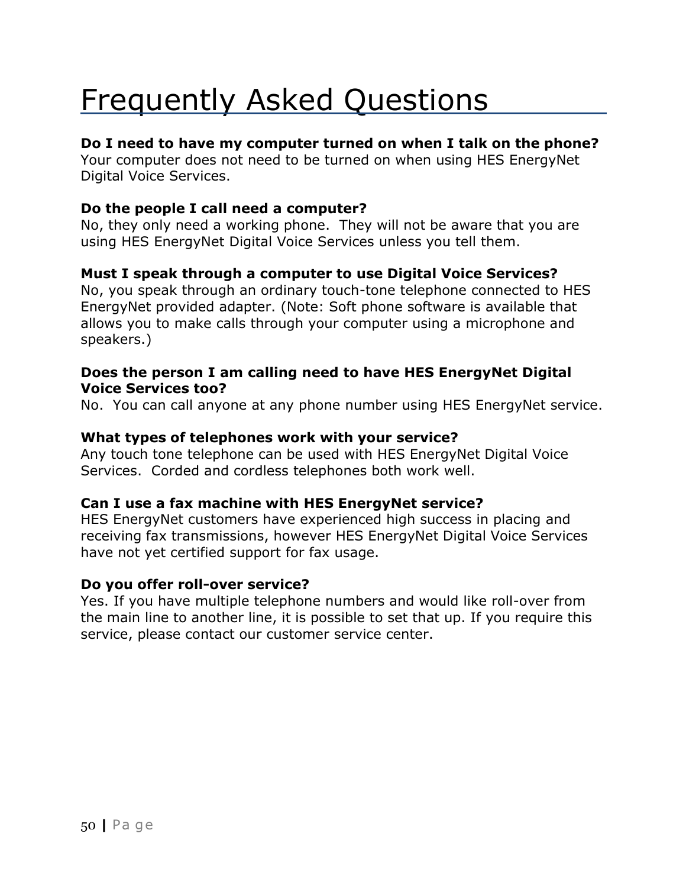# Frequently Asked Questions

**Do I need to have my computer turned on when I talk on the phone?**
Your computer does not need to be turned on when using HES EnergyNet Digital Voice Services.

**Do the people I call need a computer?**
No, they only need a working phone. They will not be aware that you are using HES EnergyNet Digital Voice Services unless you tell them.

**Must I speak through a computer to use Digital Voice Services?**
No, you speak through an ordinary touch-tone telephone connected to HES EnergyNet provided adapter. (Note: Soft phone software is available that allows you to make calls through your computer using a microphone and speakers.)

**Does the person I am calling need to have HES EnergyNet Digital Voice Services too?**
No. You can call anyone at any phone number using HES EnergyNet service.

**What types of telephones work with your service?**
Any touch tone telephone can be used with HES EnergyNet Digital Voice Services. Corded and cordless telephones both work well.

**Can I use a fax machine with HES EnergyNet service?**
HES EnergyNet customers have experienced high success in placing and receiving fax transmissions, however HES EnergyNet Digital Voice Services have not yet certified support for fax usage.

**Do you offer roll-over service?**
Yes. If you have multiple telephone numbers and would like roll-over from the main line to another line, it is possible to set that up. If you require this service, please contact our customer service center.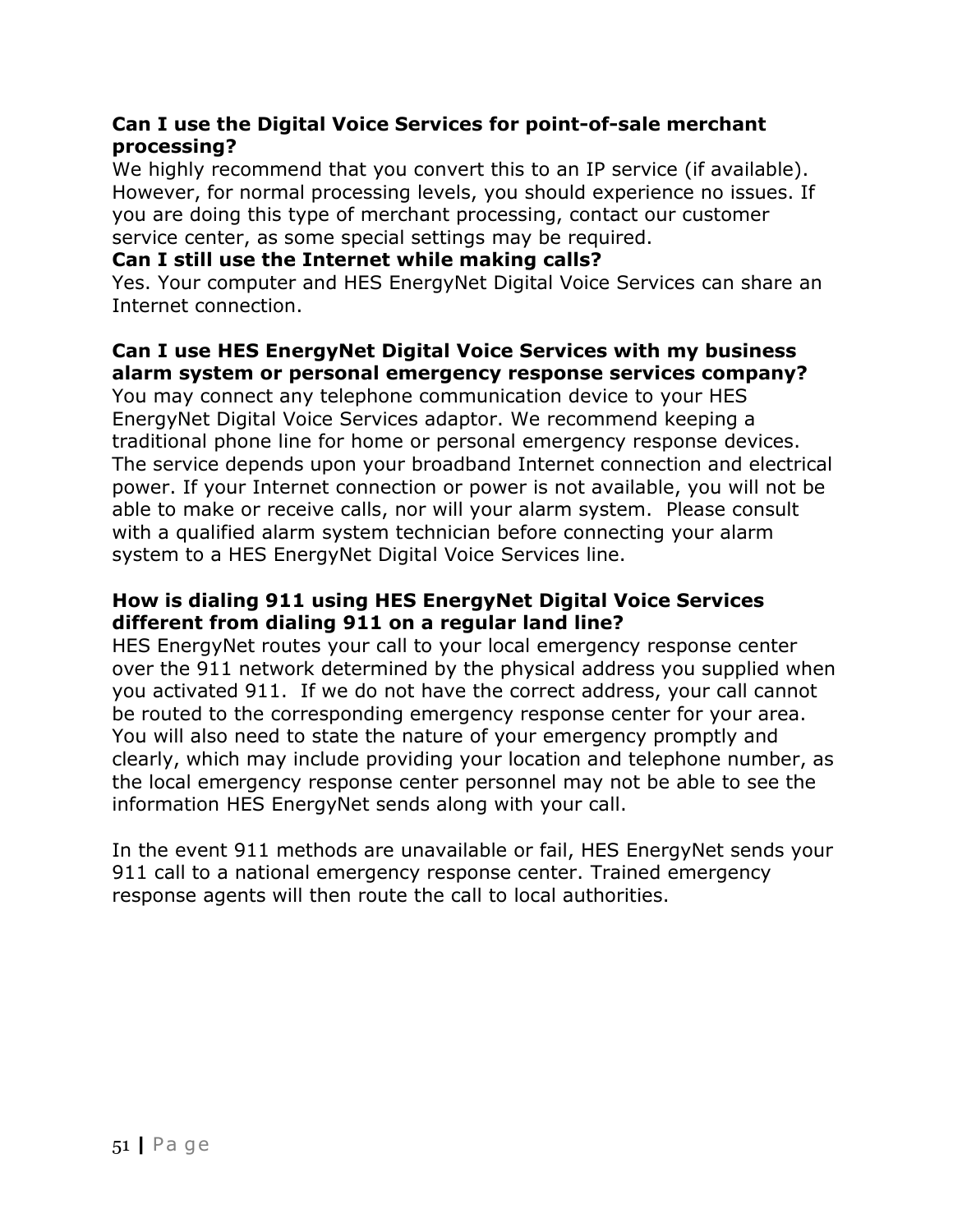**Can I use the Digital Voice Services for point-of-sale merchant processing?**

We highly recommend that you convert this to an IP service (if available). However, for normal processing levels, you should experience no issues. If you are doing this type of merchant processing, contact our customer service center, as some special settings may be required.

**Can I still use the Internet while making calls?**

Yes. Your computer and HES EnergyNet Digital Voice Services can share an Internet connection.

**Can I use HES EnergyNet Digital Voice Services with my business alarm system or personal emergency response services company?**

You may connect any telephone communication device to your HES EnergyNet Digital Voice Services adaptor. We recommend keeping a traditional phone line for home or personal emergency response devices. The service depends upon your broadband Internet connection and electrical power. If your Internet connection or power is not available, you will not be able to make or receive calls, nor will your alarm system. Please consult with a qualified alarm system technician before connecting your alarm system to a HES EnergyNet Digital Voice Services line.

**How is dialing 911 using HES EnergyNet Digital Voice Services different from dialing 911 on a regular land line?**

HES EnergyNet routes your call to your local emergency response center over the 911 network determined by the physical address you supplied when you activated 911. If we do not have the correct address, your call cannot be routed to the corresponding emergency response center for your area. You will also need to state the nature of your emergency promptly and clearly, which may include providing your location and telephone number, as the local emergency response center personnel may not be able to see the information HES EnergyNet sends along with your call.

In the event 911 methods are unavailable or fail, HES EnergyNet sends your 911 call to a national emergency response center. Trained emergency response agents will then route the call to local authorities.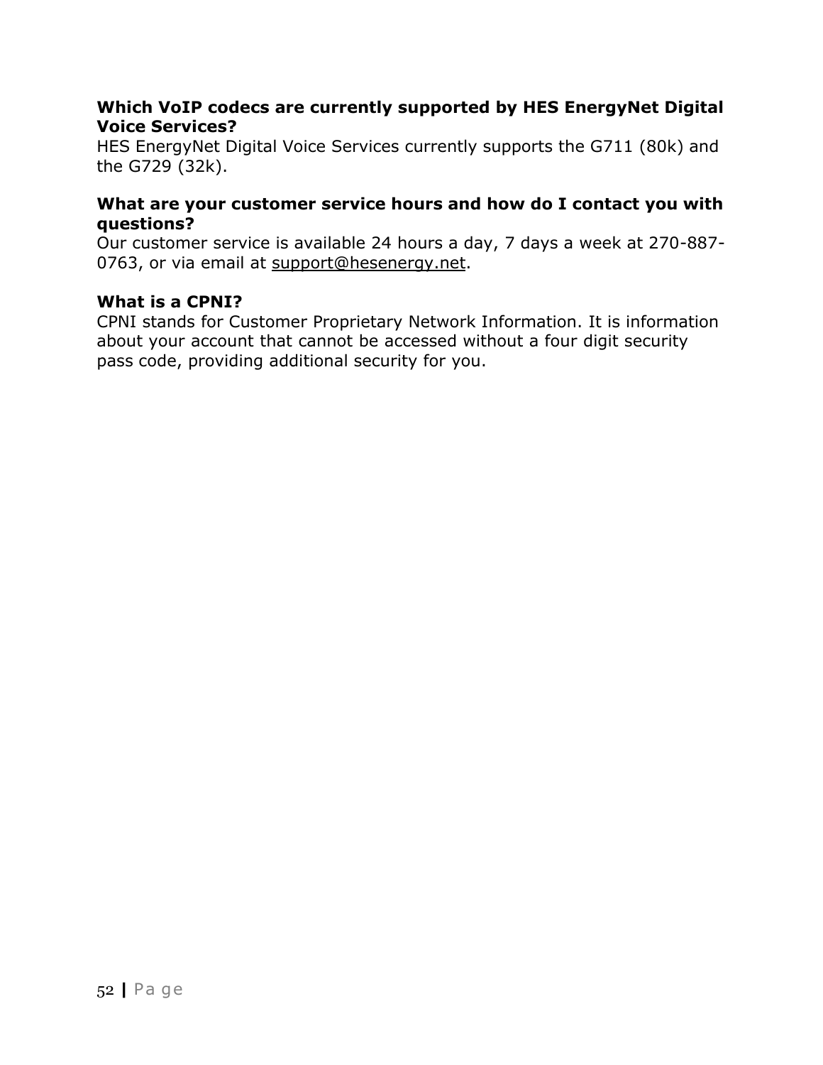**Which VoIP codecs are currently supported by HES EnergyNet Digital Voice Services?**

HES EnergyNet Digital Voice Services currently supports the G711 (80k) and the G729 (32k).

**What are your customer service hours and how do I contact you with questions?**

Our customer service is available 24 hours a day, 7 days a week at 270-887-0763, or via email at support@hesenergy.net.

**What is a CPNI?**

CPNI stands for Customer Proprietary Network Information. It is information about your account that cannot be accessed without a four digit security pass code, providing additional security for you.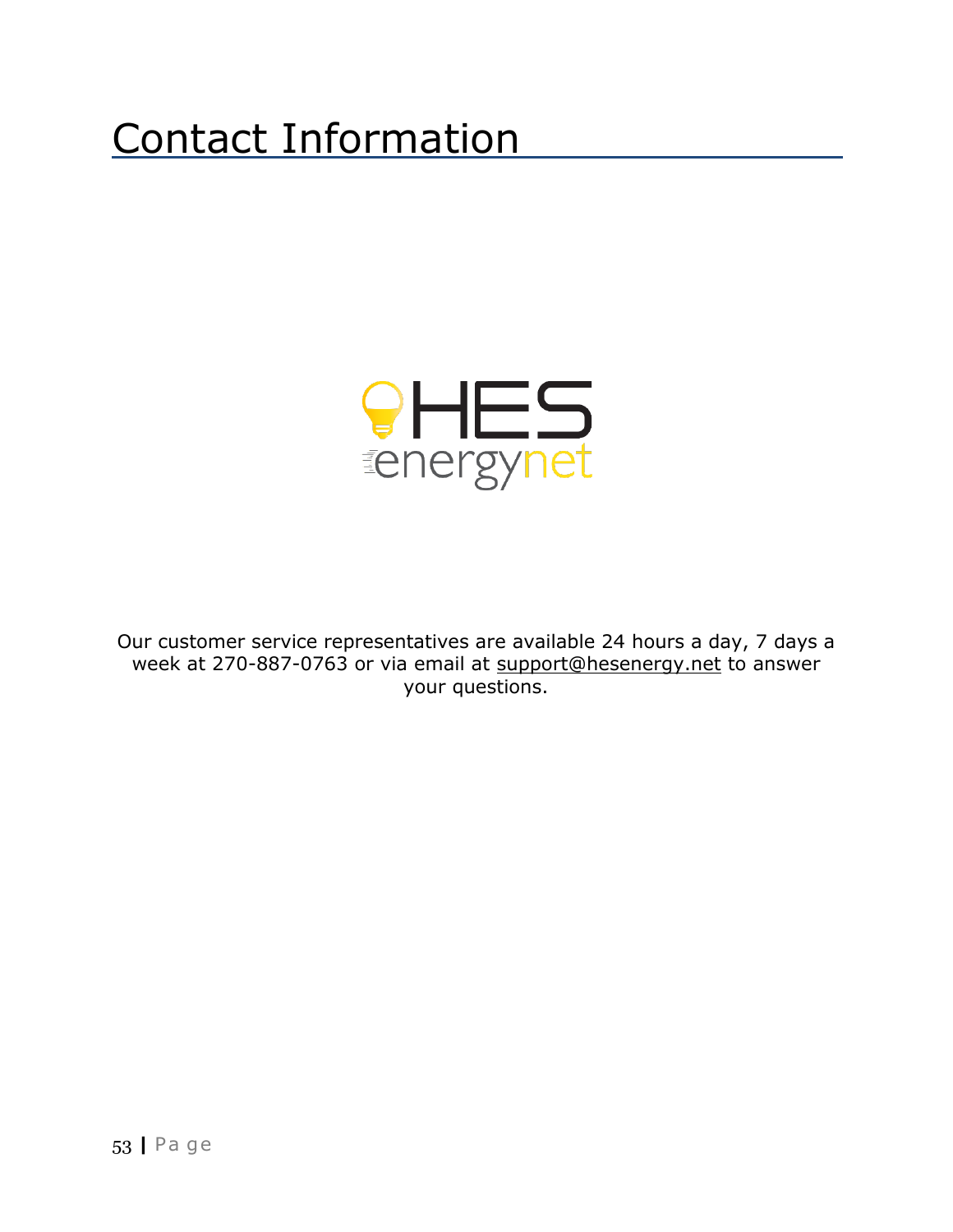# Contact Information

Our customer service representatives are available 24 hours a day, 7 days a week at 270-887-0763 or via email at support@hesenergy.net to answer your questions.